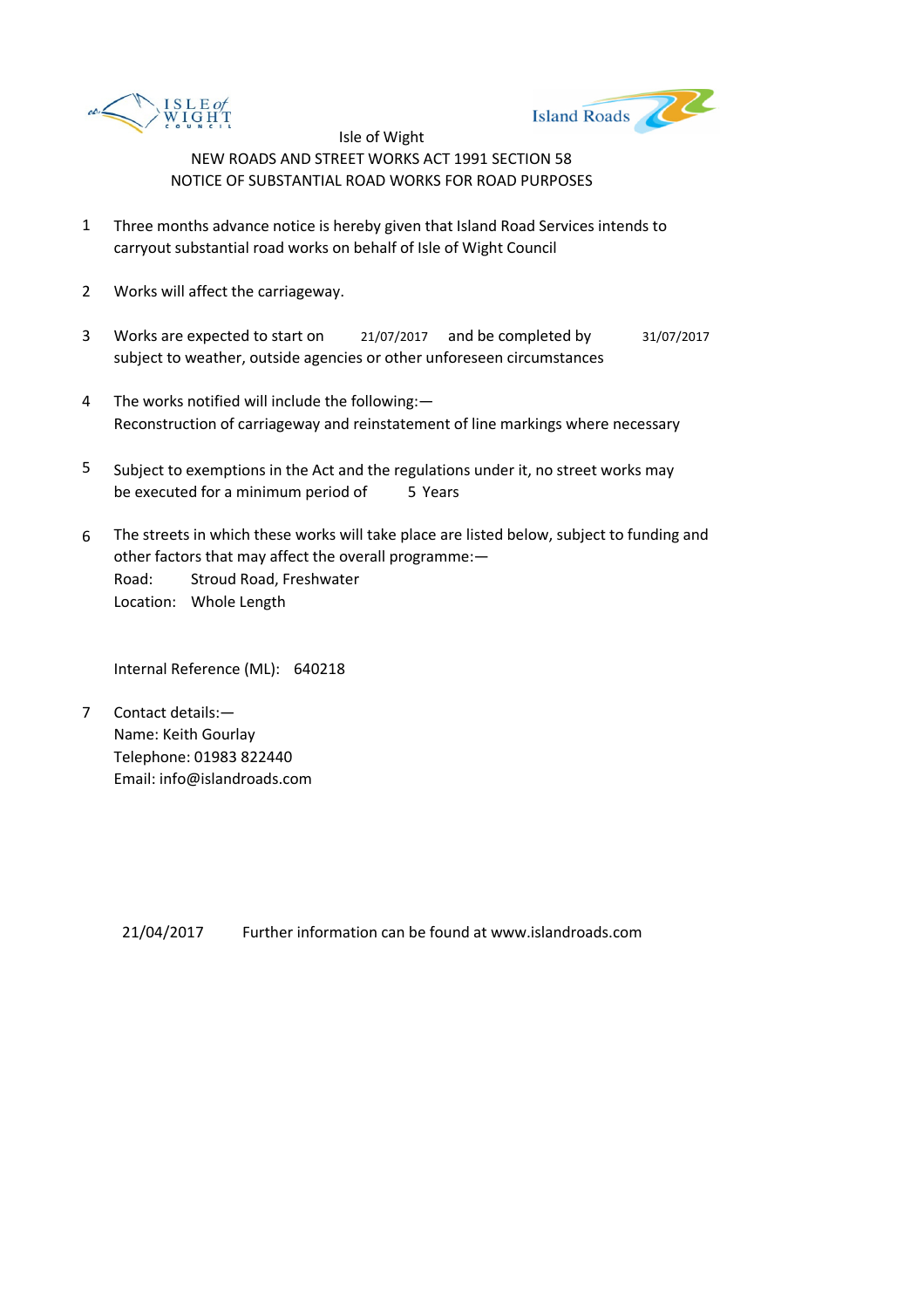Isle of Wight

NEW ROADS AND STREET WORKS ACT 1991 SECTION 58

NOTICE OF SUBSTANTIAL ROAD WORKS FOR ROAD PURPOSES

1. Three months advance notice is hereby given that Island Road Services intends to carryout substantial road works on behalf of Isle of Wight Council

2. Works will affect the carriageway.

3. Works are expected to start on 21/07/2017 and be completed by 31/07/2017 subject to weather, outside agencies or other unforeseen circumstances

4. The works notified will include the following:—
   Reconstruction of carriageway and reinstatement of line markings where necessary

5. Subject to exemptions in the Act and the regulations under it, no street works may be executed for a minimum period of 5 Years

6. The streets in which these works will take place are listed below, subject to funding and other factors that may affect the overall programme:—
   Road: Stroud Road, Freshwater
   Location: Whole Length

   Internal Reference (ML): 640218

7. Contact details:—
   Name: Keith Gourlay
   Telephone: 01983 822440
   Email: info@islandroads.com

21/04/2017 Further information can be found at www.islandroads.com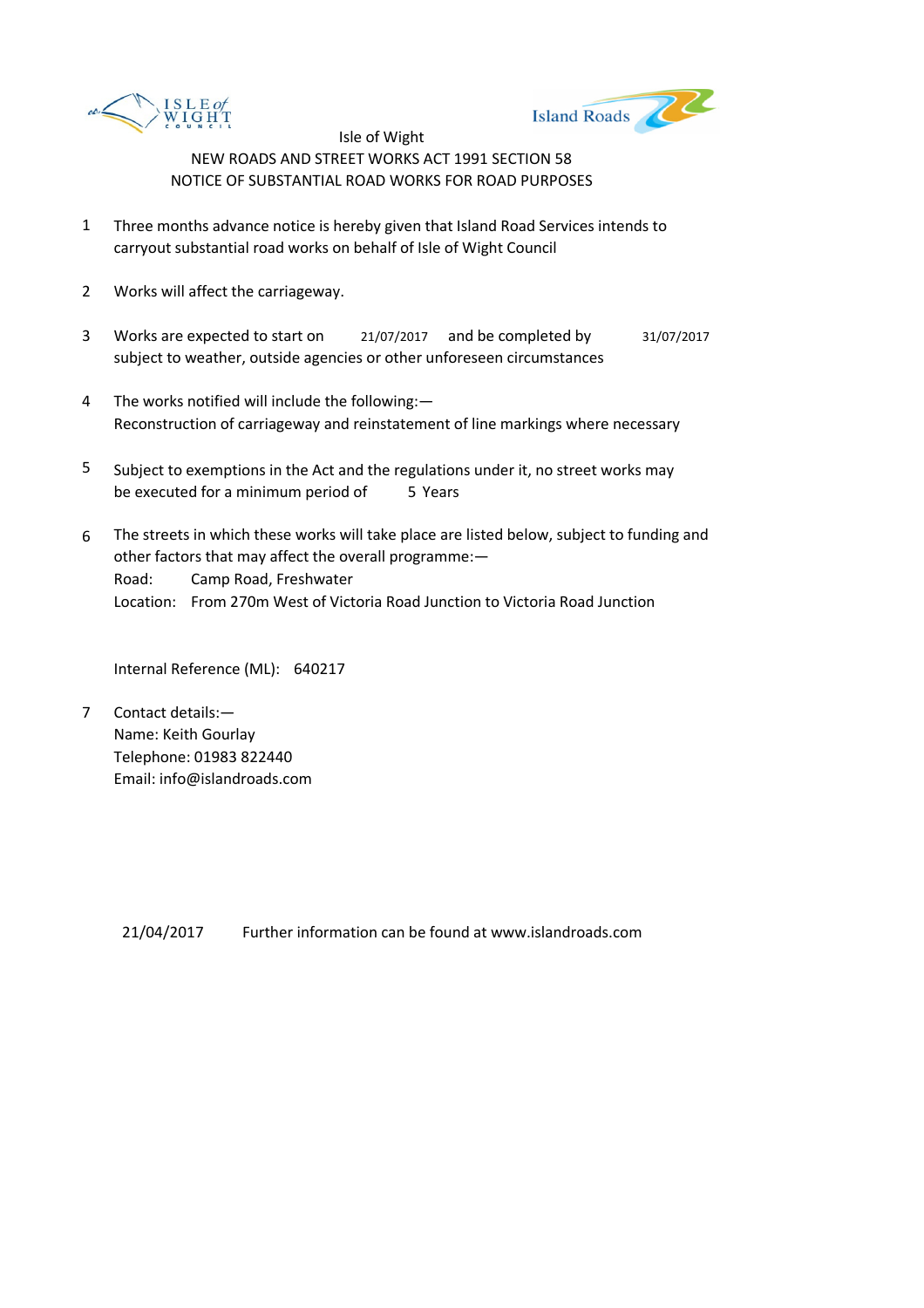Isle of Wight

NEW ROADS AND STREET WORKS ACT 1991 SECTION 58

NOTICE OF SUBSTANTIAL ROAD WORKS FOR ROAD PURPOSES

1. Three months advance notice is hereby given that Island Road Services intends to carryout substantial road works on behalf of Isle of Wight Council

2. Works will affect the carriageway.

3. Works are expected to start on 21/07/2017 and be completed by 31/07/2017 subject to weather, outside agencies or other unforeseen circumstances

4. The works notified will include the following:—
   Reconstruction of carriageway and reinstatement of line markings where necessary

5. Subject to exemptions in the Act and the regulations under it, no street works may be executed for a minimum period of 5 Years

6. The streets in which these works will take place are listed below, subject to funding and other factors that may affect the overall programme:—
   Road: Camp Road, Freshwater
   Location: From 270m West of Victoria Road Junction to Victoria Road Junction

   Internal Reference (ML): 640217

7. Contact details:—
   Name: Keith Gourlay
   Telephone: 01983 822440
   Email: info@islandroads.com

21/04/2017 Further information can be found at www.islandroads.com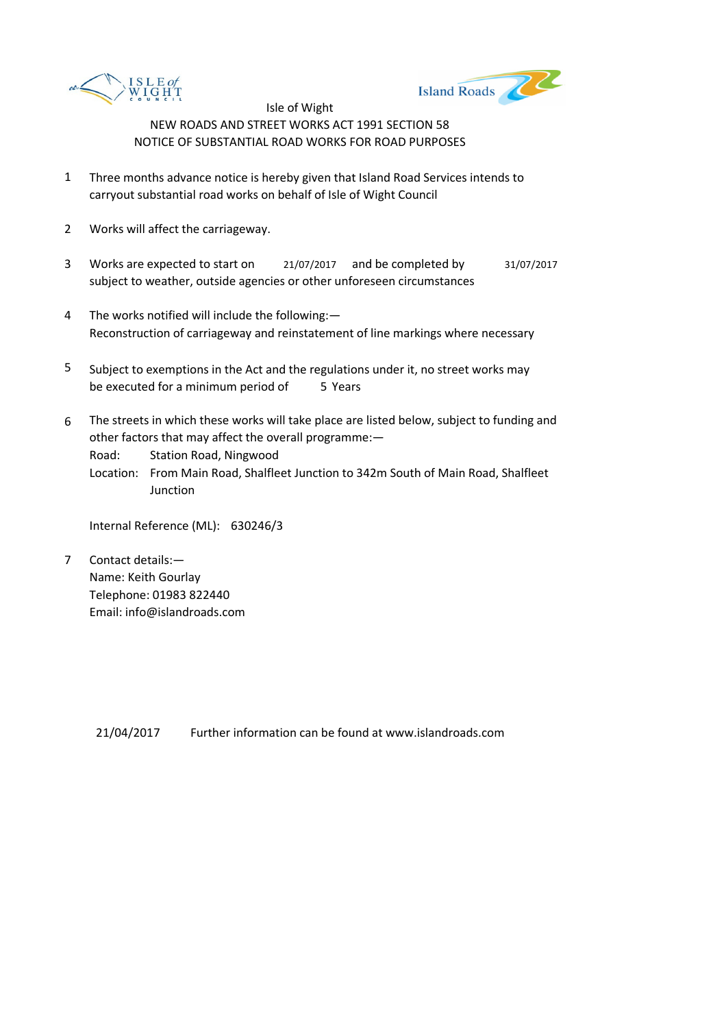Isle of Wight

NEW ROADS AND STREET WORKS ACT 1991 SECTION 58

NOTICE OF SUBSTANTIAL ROAD WORKS FOR ROAD PURPOSES

1. Three months advance notice is hereby given that Island Road Services intends to carryout substantial road works on behalf of Isle of Wight Council

2. Works will affect the carriageway.

3. Works are expected to start on 21/07/2017 and be completed by 31/07/2017 subject to weather, outside agencies or other unforeseen circumstances

4. The works notified will include the following:—
   Reconstruction of carriageway and reinstatement of line markings where necessary

5. Subject to exemptions in the Act and the regulations under it, no street works may be executed for a minimum period of 5 Years

6. The streets in which these works will take place are listed below, subject to funding and other factors that may affect the overall programme:—
   Road: Station Road, Ningwood
   Location: From Main Road, Shalfleet Junction to 342m South of Main Road, Shalfleet Junction

   Internal Reference (ML): 630246/3

7. Contact details:—
   Name: Keith Gourlay
   Telephone: 01983 822440
   Email: info@islandroads.com

21/04/2017 Further information can be found at www.islandroads.com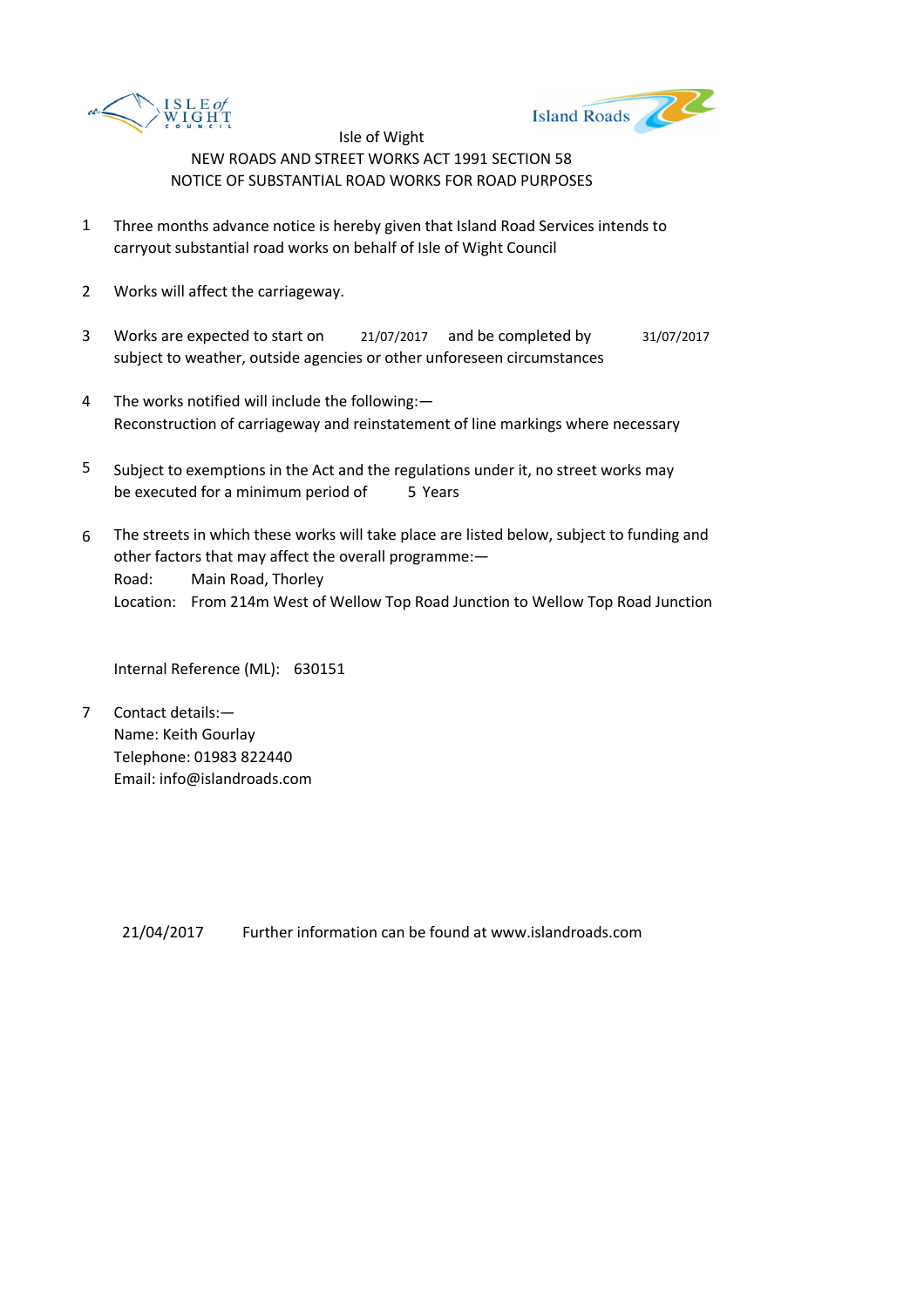Isle of Wight

NEW ROADS AND STREET WORKS ACT 1991 SECTION 58

NOTICE OF SUBSTANTIAL ROAD WORKS FOR ROAD PURPOSES

1. Three months advance notice is hereby given that Island Road Services intends to carryout substantial road works on behalf of Isle of Wight Council

2. Works will affect the carriageway.

3. Works are expected to start on 21/07/2017 and be completed by 31/07/2017 subject to weather, outside agencies or other unforeseen circumstances

4. The works notified will include the following:—
   Reconstruction of carriageway and reinstatement of line markings where necessary

5. Subject to exemptions in the Act and the regulations under it, no street works may be executed for a minimum period of 5 Years

6. The streets in which these works will take place are listed below, subject to funding and other factors that may affect the overall programme:—
   Road: Main Road, Thorley
   Location: From 214m West of Wellow Top Road Junction to Wellow Top Road Junction

   Internal Reference (ML): 630151

7. Contact details:—
   Name: Keith Gourlay
   Telephone: 01983 822440
   Email: info@islandroads.com

21/04/2017 Further information can be found at www.islandroads.com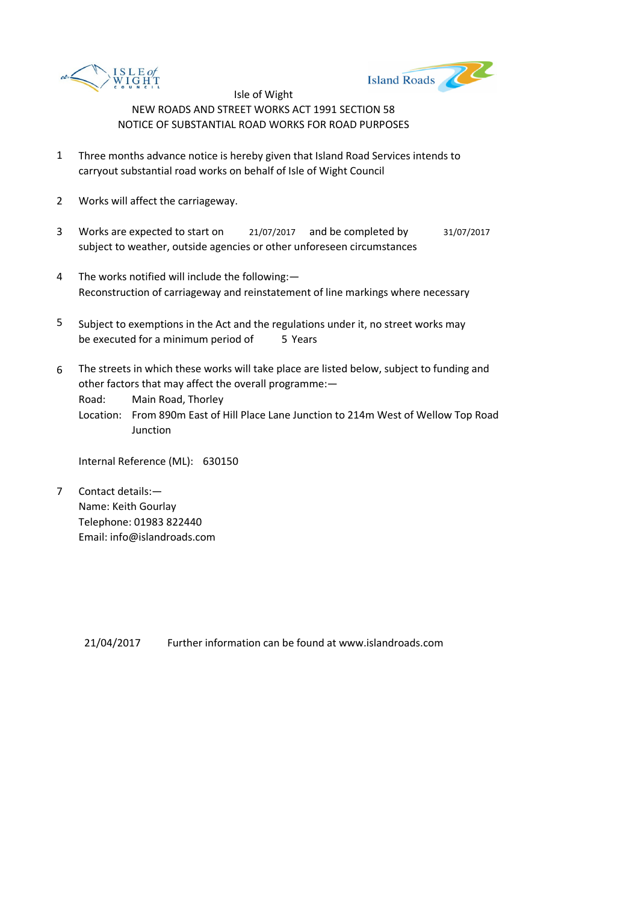Isle of Wight

NEW ROADS AND STREET WORKS ACT 1991 SECTION 58

NOTICE OF SUBSTANTIAL ROAD WORKS FOR ROAD PURPOSES

1. Three months advance notice is hereby given that Island Road Services intends to carryout substantial road works on behalf of Isle of Wight Council

2. Works will affect the carriageway.

3. Works are expected to start on 21/07/2017 and be completed by 31/07/2017 subject to weather, outside agencies or other unforeseen circumstances

4. The works notified will include the following:—
   Reconstruction of carriageway and reinstatement of line markings where necessary

5. Subject to exemptions in the Act and the regulations under it, no street works may be executed for a minimum period of 5 Years

6. The streets in which these works will take place are listed below, subject to funding and other factors that may affect the overall programme:—
   Road: Main Road, Thorley
   Location: From 890m East of Hill Place Lane Junction to 214m West of Wellow Top Road Junction

   Internal Reference (ML): 630150

7. Contact details:—
   Name: Keith Gourlay
   Telephone: 01983 822440
   Email: info@islandroads.com

21/04/2017 Further information can be found at www.islandroads.com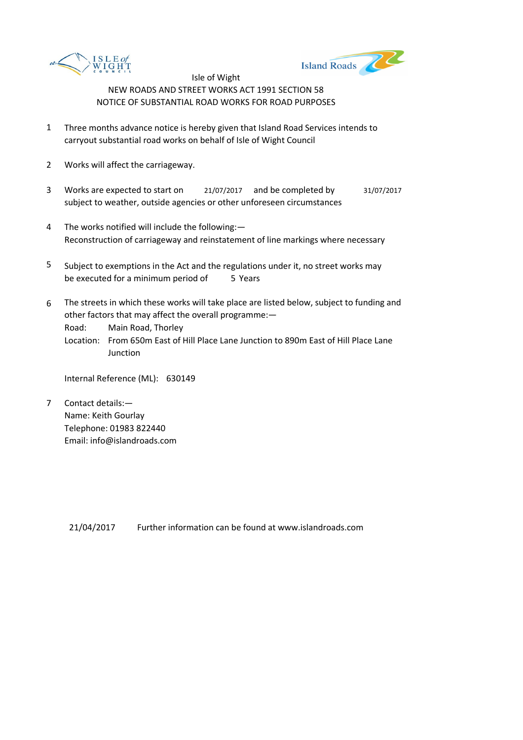Isle of Wight

NEW ROADS AND STREET WORKS ACT 1991 SECTION 58

NOTICE OF SUBSTANTIAL ROAD WORKS FOR ROAD PURPOSES

1. Three months advance notice is hereby given that Island Road Services intends to carryout substantial road works on behalf of Isle of Wight Council

2. Works will affect the carriageway.

3. Works are expected to start on 21/07/2017 and be completed by 31/07/2017 subject to weather, outside agencies or other unforeseen circumstances

4. The works notified will include the following:—
   Reconstruction of carriageway and reinstatement of line markings where necessary

5. Subject to exemptions in the Act and the regulations under it, no street works may be executed for a minimum period of 5 Years

6. The streets in which these works will take place are listed below, subject to funding and other factors that may affect the overall programme:—
   Road: Main Road, Thorley
   Location: From 650m East of Hill Place Lane Junction to 890m East of Hill Place Lane Junction

   Internal Reference (ML): 630149

7. Contact details:—
   Name: Keith Gourlay
   Telephone: 01983 822440
   Email: info@islandroads.com

21/04/2017 Further information can be found at www.islandroads.com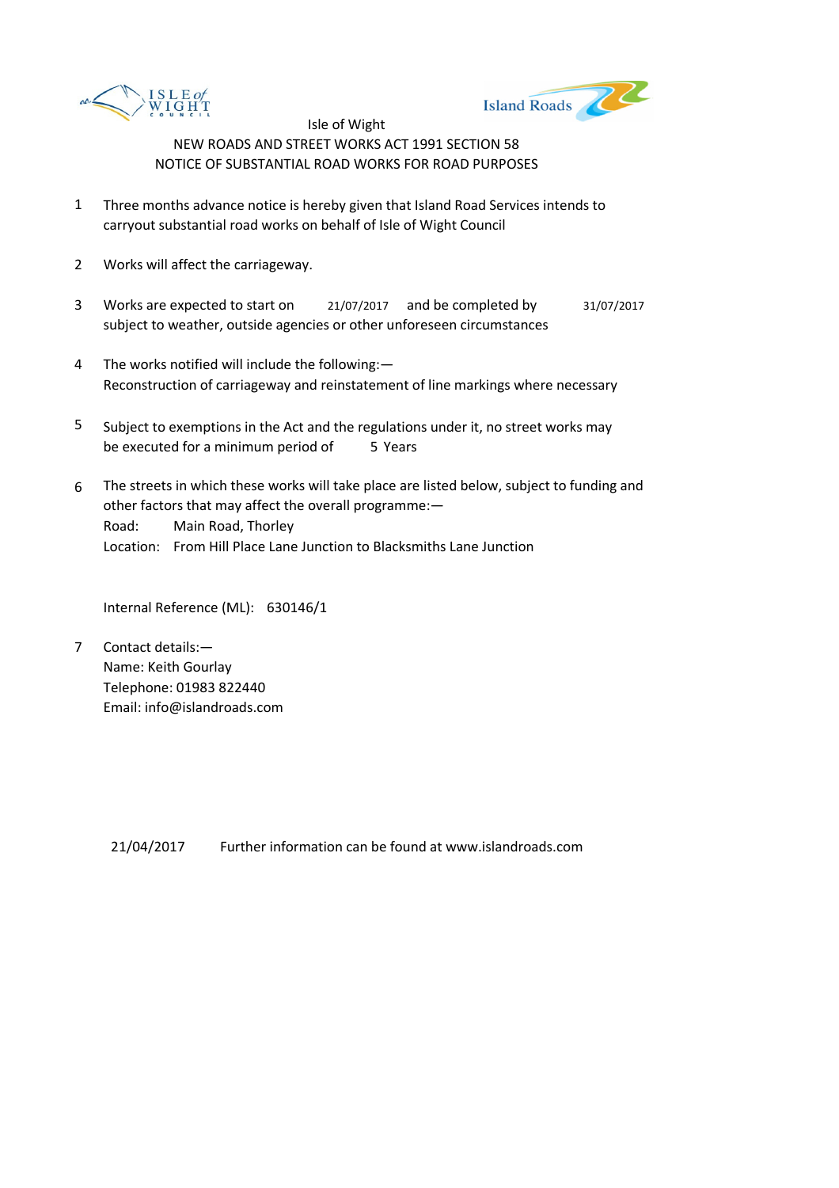Isle of Wight
NEW ROADS AND STREET WORKS ACT 1991 SECTION 58
NOTICE OF SUBSTANTIAL ROAD WORKS FOR ROAD PURPOSES

1. Three months advance notice is hereby given that Island Road Services intends to carryout substantial road works on behalf of Isle of Wight Council

2. Works will affect the carriageway.

3. Works are expected to start on 21/07/2017 and be completed by 31/07/2017 subject to weather, outside agencies or other unforeseen circumstances

4. The works notified will include the following:—
Reconstruction of carriageway and reinstatement of line markings where necessary

5. Subject to exemptions in the Act and the regulations under it, no street works may be executed for a minimum period of 5 Years

6. The streets in which these works will take place are listed below, subject to funding and other factors that may affect the overall programme:—
Road: Main Road, Thorley
Location: From Hill Place Lane Junction to Blacksmiths Lane Junction

   Internal Reference (ML): 630146/1

7. Contact details:—
Name: Keith Gourlay
Telephone: 01983 822440
Email: info@islandroads.com

21/04/2017 Further information can be found at www.islandroads.com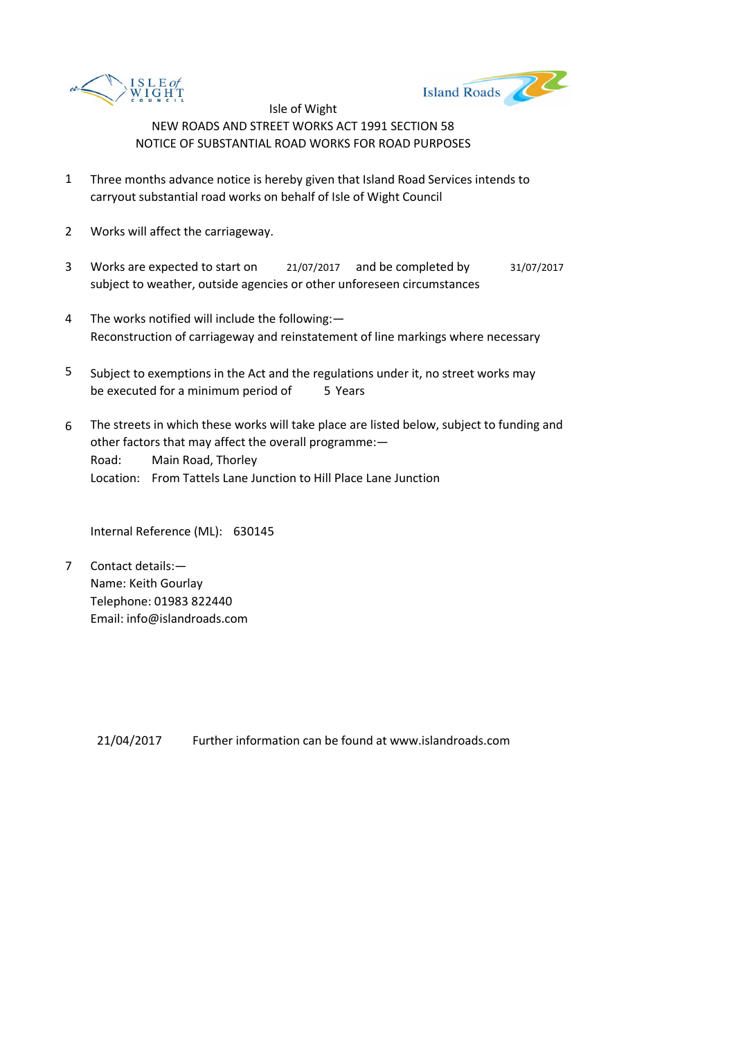Isle of Wight

NEW ROADS AND STREET WORKS ACT 1991 SECTION 58

NOTICE OF SUBSTANTIAL ROAD WORKS FOR ROAD PURPOSES

1. Three months advance notice is hereby given that Island Road Services intends to carryout substantial road works on behalf of Isle of Wight Council

2. Works will affect the carriageway.

3. Works are expected to start on 21/07/2017 and be completed by 31/07/2017 subject to weather, outside agencies or other unforeseen circumstances

4. The works notified will include the following:— Reconstruction of carriageway and reinstatement of line markings where necessary

5. Subject to exemptions in the Act and the regulations under it, no street works may be executed for a minimum period of 5 Years

6. The streets in which these works will take place are listed below, subject to funding and other factors that may affect the overall programme:—
   Road: Main Road, Thorley
   Location: From Tattels Lane Junction to Hill Place Lane Junction

   Internal Reference (ML): 630145

7. Contact details:—
   Name: Keith Gourlay
   Telephone: 01983 822440
   Email: info@islandroads.com

21/04/2017 Further information can be found at www.islandroads.com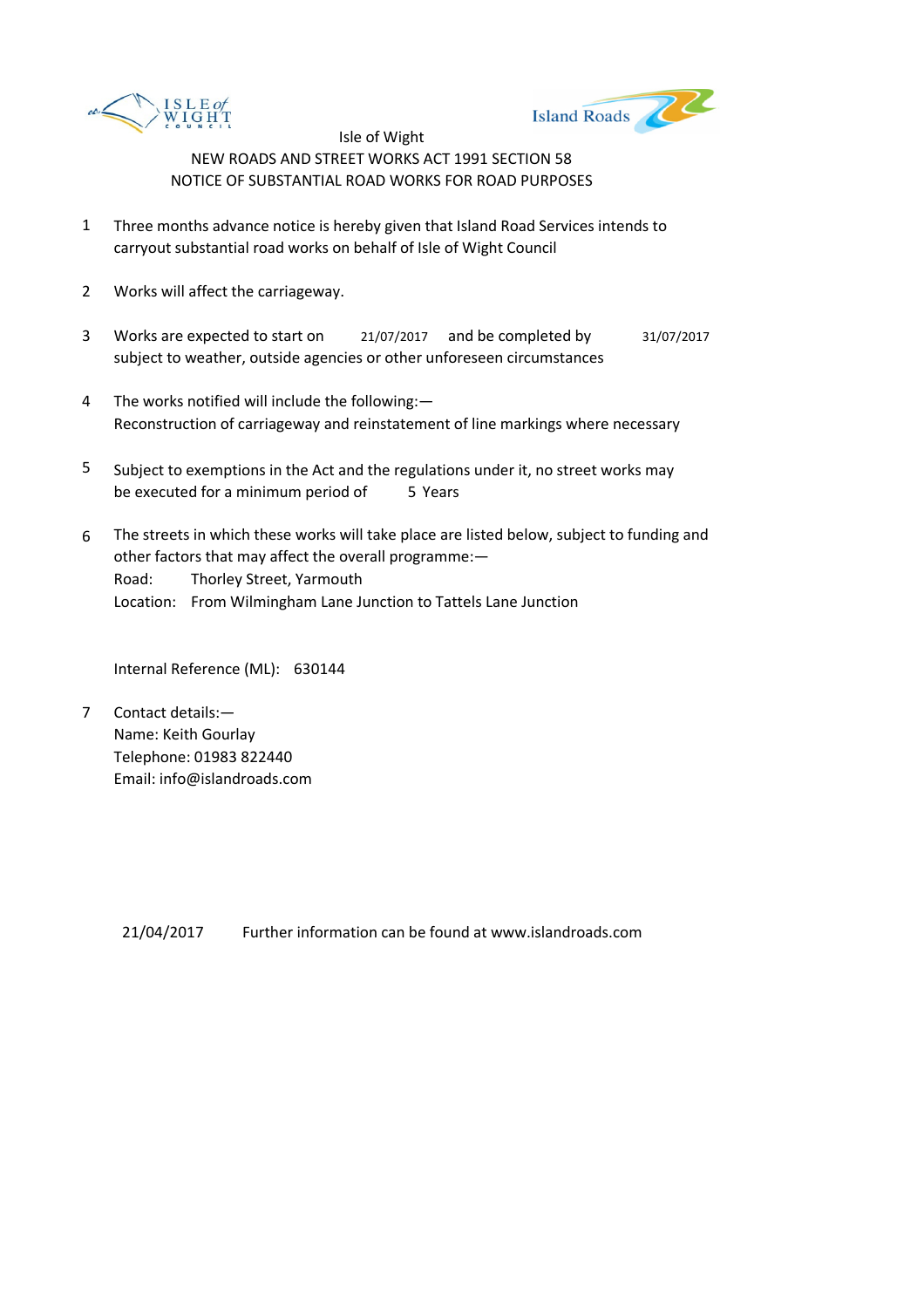Isle of Wight

NEW ROADS AND STREET WORKS ACT 1991 SECTION 58

NOTICE OF SUBSTANTIAL ROAD WORKS FOR ROAD PURPOSES

1. Three months advance notice is hereby given that Island Road Services intends to carryout substantial road works on behalf of Isle of Wight Council

2. Works will affect the carriageway.

3. Works are expected to start on 21/07/2017 and be completed by 31/07/2017 subject to weather, outside agencies or other unforeseen circumstances

4. The works notified will include the following:—
   Reconstruction of carriageway and reinstatement of line markings where necessary

5. Subject to exemptions in the Act and the regulations under it, no street works may be executed for a minimum period of 5 Years

6. The streets in which these works will take place are listed below, subject to funding and other factors that may affect the overall programme:—
   Road: Thorley Street, Yarmouth
   Location: From Wilmingham Lane Junction to Tattels Lane Junction

   Internal Reference (ML): 630144

7. Contact details:—
   Name: Keith Gourlay
   Telephone: 01983 822440
   Email: info@islandroads.com

21/04/2017 Further information can be found at www.islandroads.com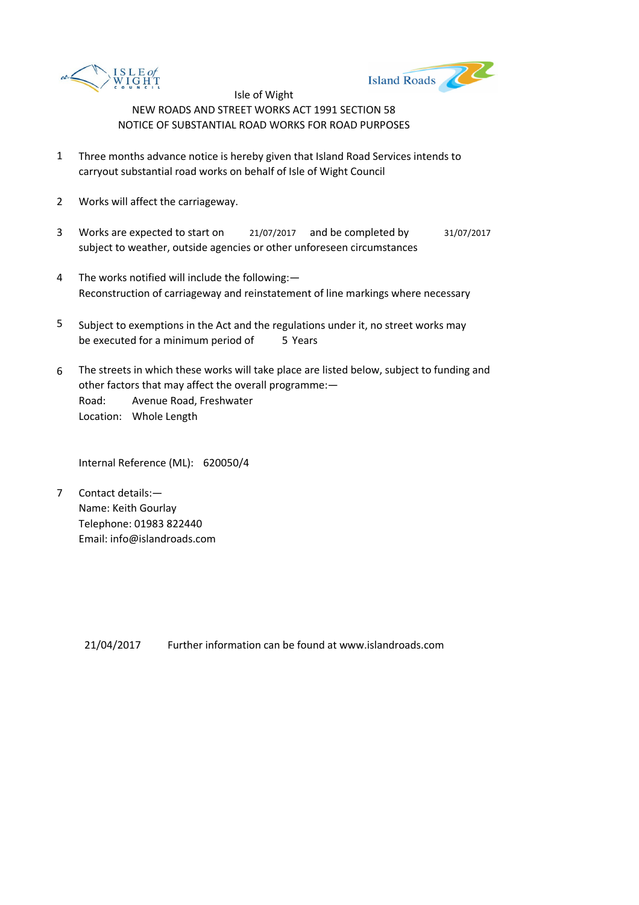Isle of Wight

NEW ROADS AND STREET WORKS ACT 1991 SECTION 58

NOTICE OF SUBSTANTIAL ROAD WORKS FOR ROAD PURPOSES

1 Three months advance notice is hereby given that Island Road Services intends to carryout substantial road works on behalf of Isle of Wight Council

2 Works will affect the carriageway.

3 Works are expected to start on 21/07/2017 and be completed by 31/07/2017 subject to weather, outside agencies or other unforeseen circumstances

4 The works notified will include the following:— Reconstruction of carriageway and reinstatement of line markings where necessary

5 Subject to exemptions in the Act and the regulations under it, no street works may be executed for a minimum period of 5 Years

6 The streets in which these works will take place are listed below, subject to funding and other factors that may affect the overall programme:—
Road: Avenue Road, Freshwater
Location: Whole Length

Internal Reference (ML): 620050/4

7 Contact details:—
Name: Keith Gourlay
Telephone: 01983 822440
Email: info@islandroads.com

21/04/2017 Further information can be found at www.islandroads.com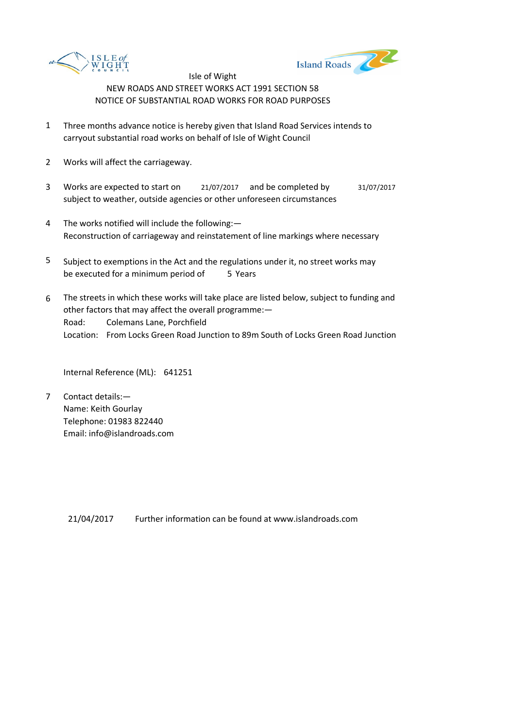Isle of Wight

NEW ROADS AND STREET WORKS ACT 1991 SECTION 58

NOTICE OF SUBSTANTIAL ROAD WORKS FOR ROAD PURPOSES

1. Three months advance notice is hereby given that Island Road Services intends to carryout substantial road works on behalf of Isle of Wight Council

2. Works will affect the carriageway.

3. Works are expected to start on 21/07/2017 and be completed by 31/07/2017 subject to weather, outside agencies or other unforeseen circumstances

4. The works notified will include the following:—
   Reconstruction of carriageway and reinstatement of line markings where necessary

5. Subject to exemptions in the Act and the regulations under it, no street works may be executed for a minimum period of 5 Years

6. The streets in which these works will take place are listed below, subject to funding and other factors that may affect the overall programme:—
   Road: Colemans Lane, Porchfield
   Location: From Locks Green Road Junction to 89m South of Locks Green Road Junction

   Internal Reference (ML): 641251

7. Contact details:—
   Name: Keith Gourlay
   Telephone: 01983 822440
   Email: info@islandroads.com

21/04/2017 Further information can be found at www.islandroads.com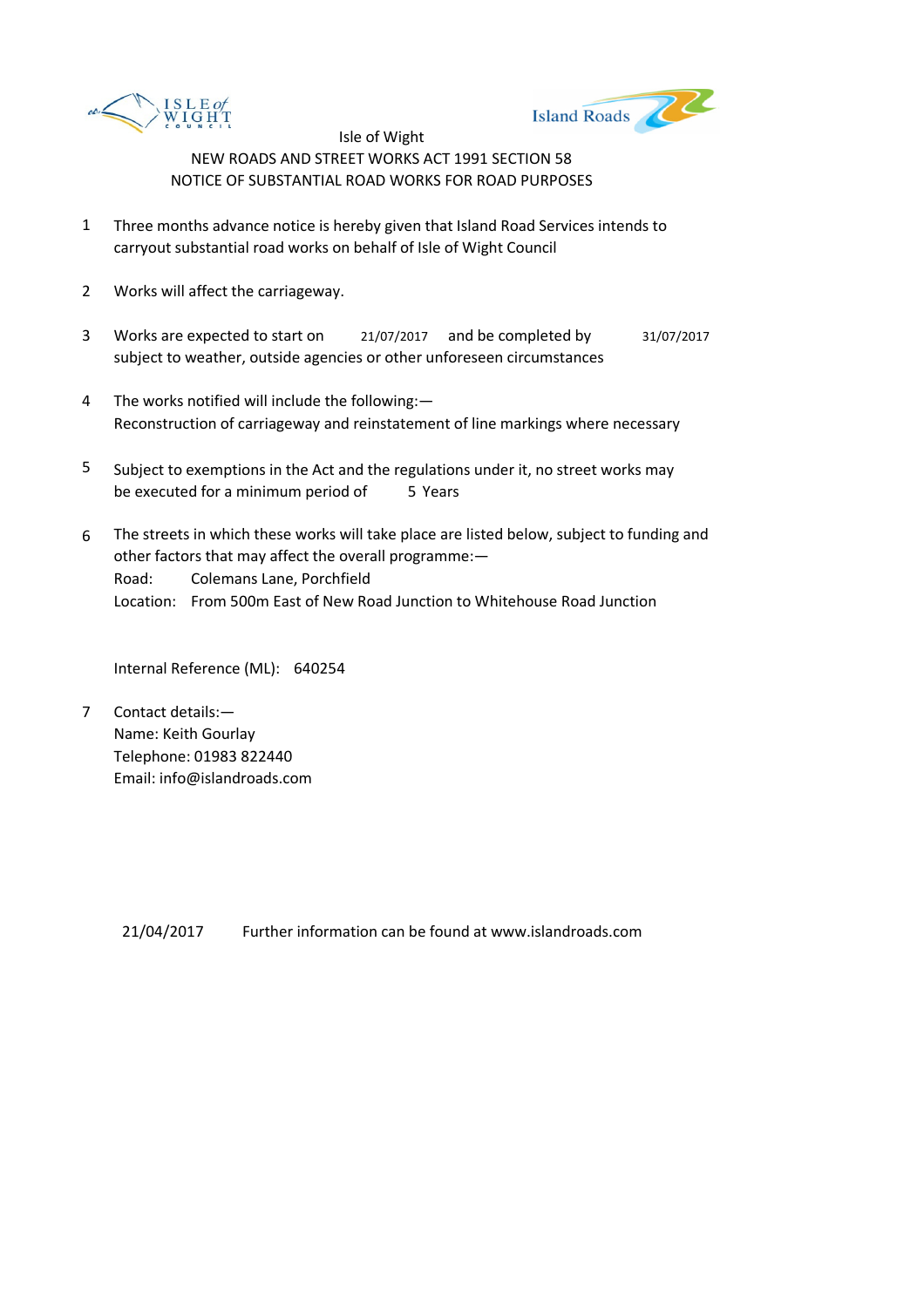Isle of Wight

NEW ROADS AND STREET WORKS ACT 1991 SECTION 58

NOTICE OF SUBSTANTIAL ROAD WORKS FOR ROAD PURPOSES

1. Three months advance notice is hereby given that Island Road Services intends to carryout substantial road works on behalf of Isle of Wight Council

2. Works will affect the carriageway.

3. Works are expected to start on 21/07/2017 and be completed by 31/07/2017 subject to weather, outside agencies or other unforeseen circumstances

4. The works notified will include the following:—
   Reconstruction of carriageway and reinstatement of line markings where necessary

5. Subject to exemptions in the Act and the regulations under it, no street works may be executed for a minimum period of 5 Years

6. The streets in which these works will take place are listed below, subject to funding and other factors that may affect the overall programme:—
   Road: Colemans Lane, Porchfield
   Location: From 500m East of New Road Junction to Whitehouse Road Junction

   Internal Reference (ML): 640254

7. Contact details:—
   Name: Keith Gourlay
   Telephone: 01983 822440
   Email: info@islandroads.com

21/04/2017 Further information can be found at www.islandroads.com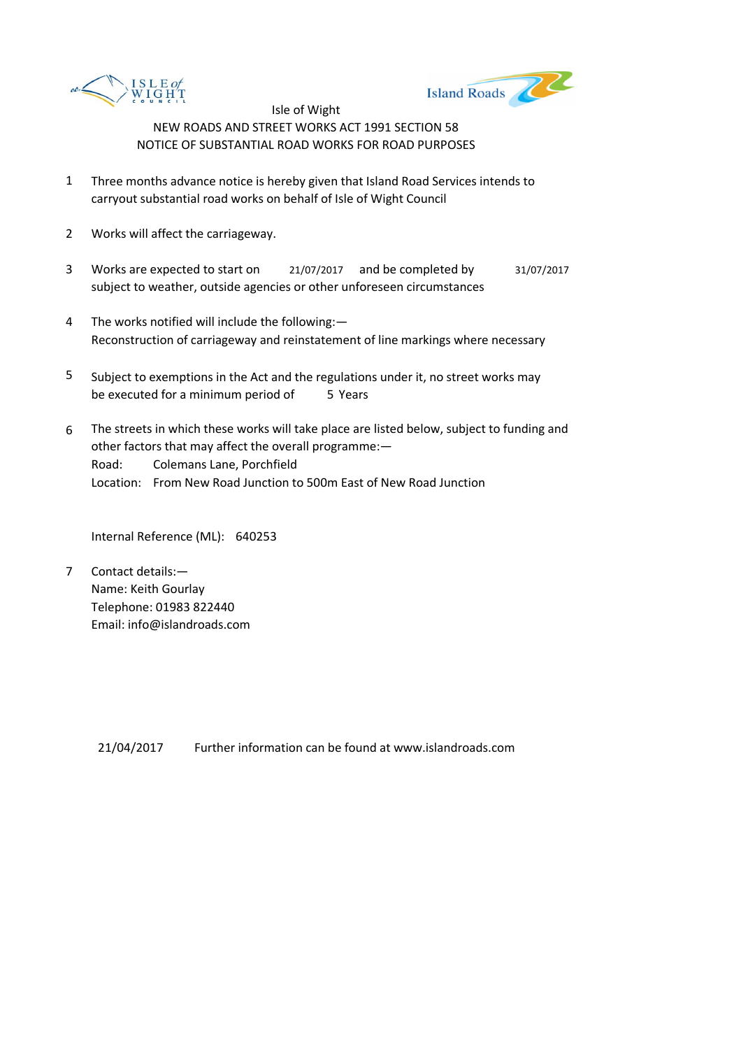Isle of Wight

NEW ROADS AND STREET WORKS ACT 1991 SECTION 58

NOTICE OF SUBSTANTIAL ROAD WORKS FOR ROAD PURPOSES

1. Three months advance notice is hereby given that Island Road Services intends to carryout substantial road works on behalf of Isle of Wight Council

2. Works will affect the carriageway.

3. Works are expected to start on 21/07/2017 and be completed by 31/07/2017 subject to weather, outside agencies or other unforeseen circumstances

4. The works notified will include the following:—
   Reconstruction of carriageway and reinstatement of line markings where necessary

5. Subject to exemptions in the Act and the regulations under it, no street works may be executed for a minimum period of 5 Years

6. The streets in which these works will take place are listed below, subject to funding and other factors that may affect the overall programme:—
   Road: Colemans Lane, Porchfield
   Location: From New Road Junction to 500m East of New Road Junction

   Internal Reference (ML): 640253

7. Contact details:—
   Name: Keith Gourlay
   Telephone: 01983 822440
   Email: info@islandroads.com

21/04/2017 Further information can be found at www.islandroads.com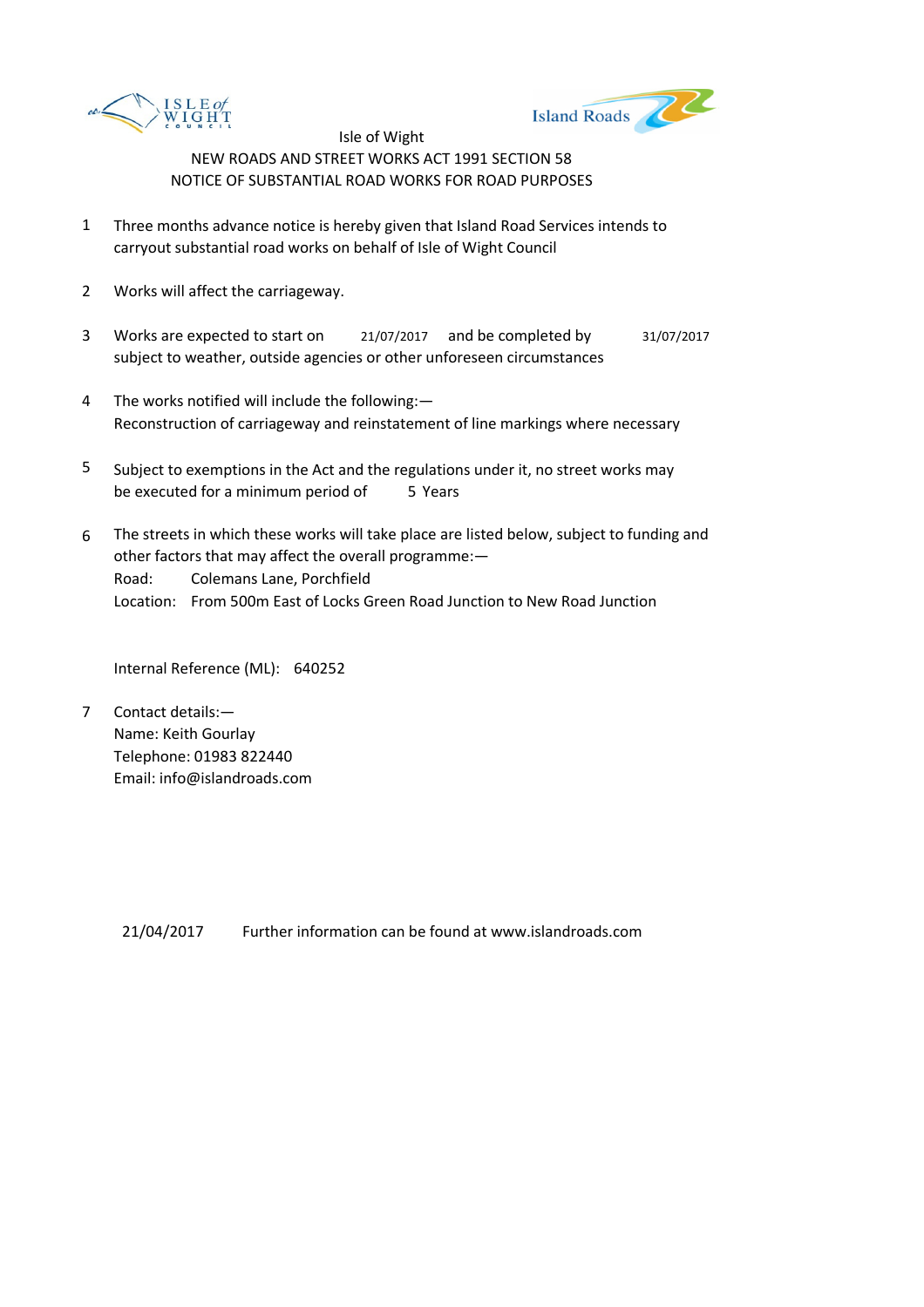Isle of Wight

NEW ROADS AND STREET WORKS ACT 1991 SECTION 58

NOTICE OF SUBSTANTIAL ROAD WORKS FOR ROAD PURPOSES

1 Three months advance notice is hereby given that Island Road Services intends to carryout substantial road works on behalf of Isle of Wight Council

2 Works will affect the carriageway.

3 Works are expected to start on 21/07/2017 and be completed by 31/07/2017 subject to weather, outside agencies or other unforeseen circumstances

4 The works notified will include the following:— Reconstruction of carriageway and reinstatement of line markings where necessary

5 Subject to exemptions in the Act and the regulations under it, no street works may be executed for a minimum period of 5 Years

6 The streets in which these works will take place are listed below, subject to funding and other factors that may affect the overall programme:—
Road: Colemans Lane, Porchfield
Location: From 500m East of Locks Green Road Junction to New Road Junction

Internal Reference (ML): 640252

7 Contact details:—
Name: Keith Gourlay
Telephone: 01983 822440
Email: info@islandroads.com

21/04/2017 Further information can be found at www.islandroads.com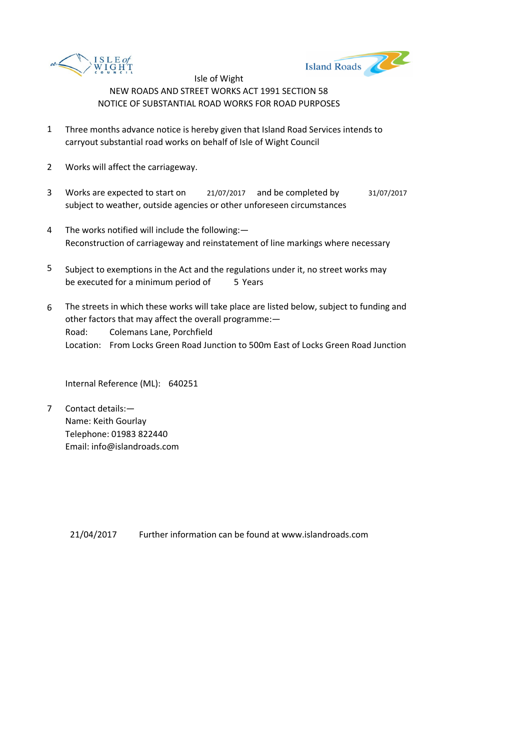Isle of Wight

NEW ROADS AND STREET WORKS ACT 1991 SECTION 58

NOTICE OF SUBSTANTIAL ROAD WORKS FOR ROAD PURPOSES

1. Three months advance notice is hereby given that Island Road Services intends to carryout substantial road works on behalf of Isle of Wight Council

2. Works will affect the carriageway.

3. Works are expected to start on 21/07/2017 and be completed by 31/07/2017 subject to weather, outside agencies or other unforeseen circumstances

4. The works notified will include the following:—
   Reconstruction of carriageway and reinstatement of line markings where necessary

5. Subject to exemptions in the Act and the regulations under it, no street works may be executed for a minimum period of 5 Years

6. The streets in which these works will take place are listed below, subject to funding and other factors that may affect the overall programme:—
   Road: Colemans Lane, Porchfield
   Location: From Locks Green Road Junction to 500m East of Locks Green Road Junction

   Internal Reference (ML): 640251

7. Contact details:—
   Name: Keith Gourlay
   Telephone: 01983 822440
   Email: info@islandroads.com

21/04/2017 Further information can be found at www.islandroads.com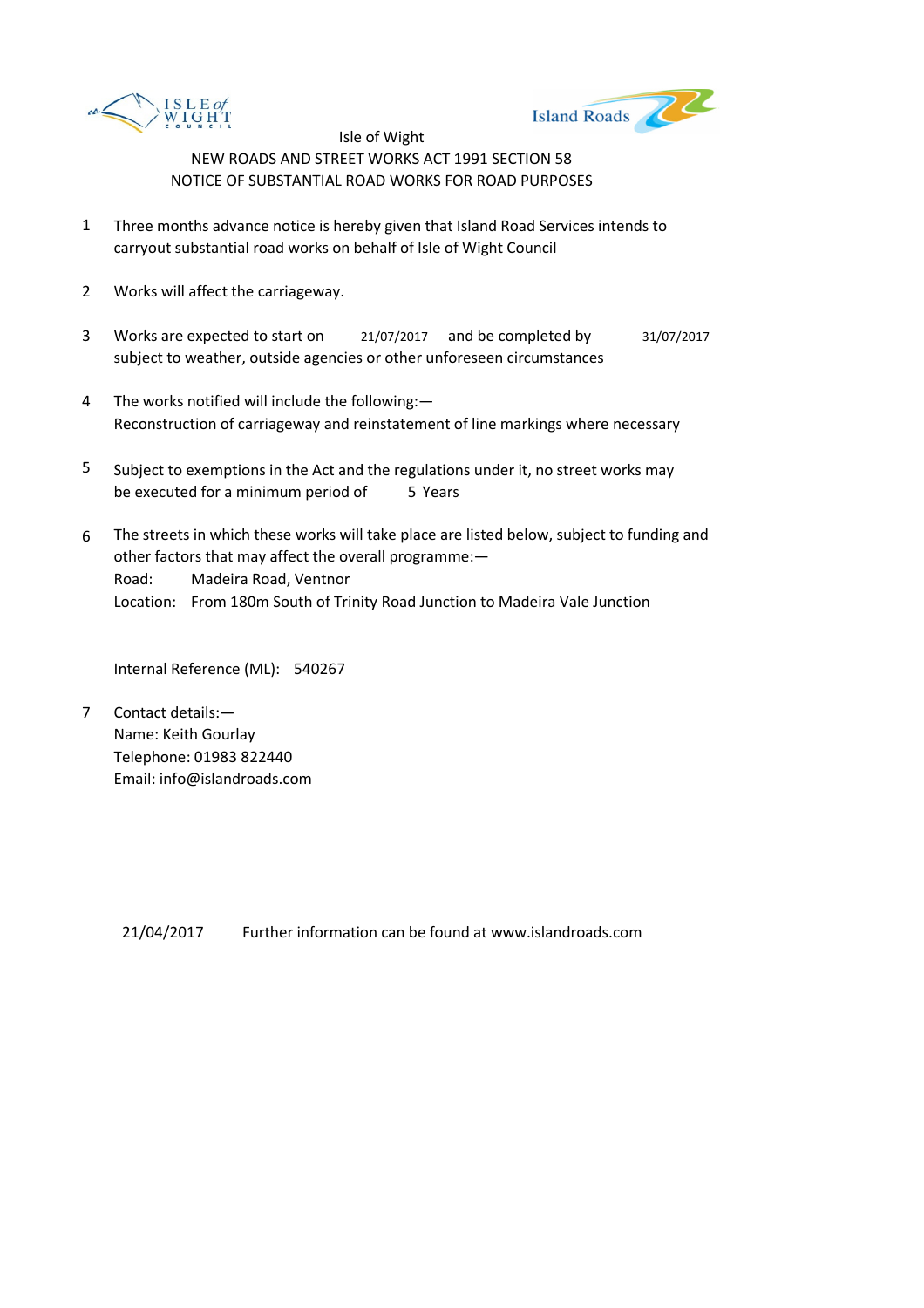Isle of Wight

NEW ROADS AND STREET WORKS ACT 1991 SECTION 58

NOTICE OF SUBSTANTIAL ROAD WORKS FOR ROAD PURPOSES

1. Three months advance notice is hereby given that Island Road Services intends to carryout substantial road works on behalf of Isle of Wight Council

2. Works will affect the carriageway.

3. Works are expected to start on 21/07/2017 and be completed by 31/07/2017 subject to weather, outside agencies or other unforeseen circumstances

4. The works notified will include the following:—
   Reconstruction of carriageway and reinstatement of line markings where necessary

5. Subject to exemptions in the Act and the regulations under it, no street works may be executed for a minimum period of 5 Years

6. The streets in which these works will take place are listed below, subject to funding and other factors that may affect the overall programme:—
   Road: Madeira Road, Ventnor
   Location: From 180m South of Trinity Road Junction to Madeira Vale Junction

   Internal Reference (ML): 540267

7. Contact details:—
   Name: Keith Gourlay
   Telephone: 01983 822440
   Email: info@islandroads.com

21/04/2017 Further information can be found at www.islandroads.com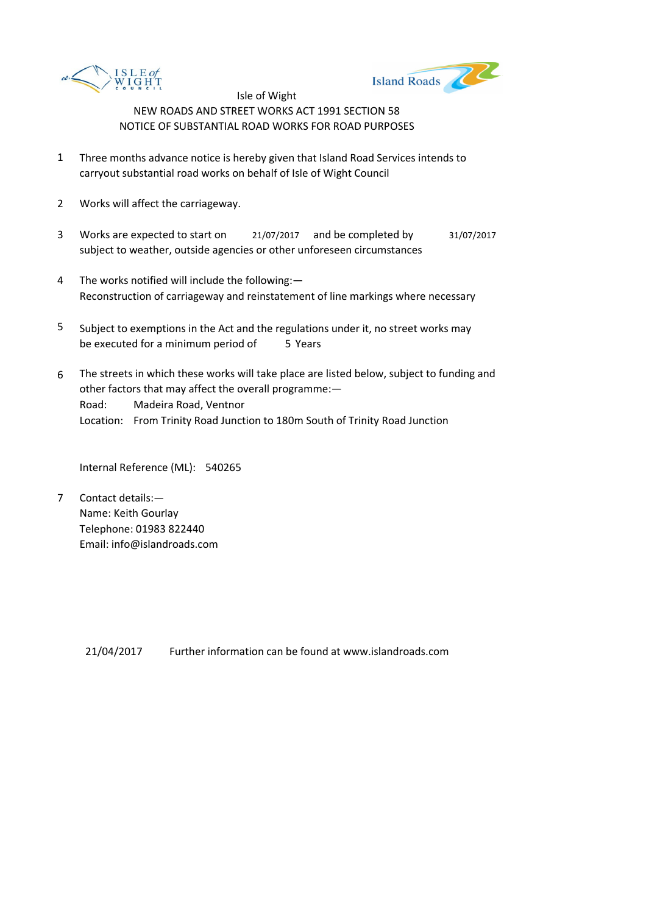Isle of Wight

NEW ROADS AND STREET WORKS ACT 1991 SECTION 58

NOTICE OF SUBSTANTIAL ROAD WORKS FOR ROAD PURPOSES

1. Three months advance notice is hereby given that Island Road Services intends to carryout substantial road works on behalf of Isle of Wight Council

2. Works will affect the carriageway.

3. Works are expected to start on 21/07/2017 and be completed by 31/07/2017 subject to weather, outside agencies or other unforeseen circumstances

4. The works notified will include the following:—
   Reconstruction of carriageway and reinstatement of line markings where necessary

5. Subject to exemptions in the Act and the regulations under it, no street works may be executed for a minimum period of 5 Years

6. The streets in which these works will take place are listed below, subject to funding and other factors that may affect the overall programme:—
   Road: Madeira Road, Ventnor
   Location: From Trinity Road Junction to 180m South of Trinity Road Junction

   Internal Reference (ML): 540265

7. Contact details:—
   Name: Keith Gourlay
   Telephone: 01983 822440
   Email: info@islandroads.com

21/04/2017 Further information can be found at www.islandroads.com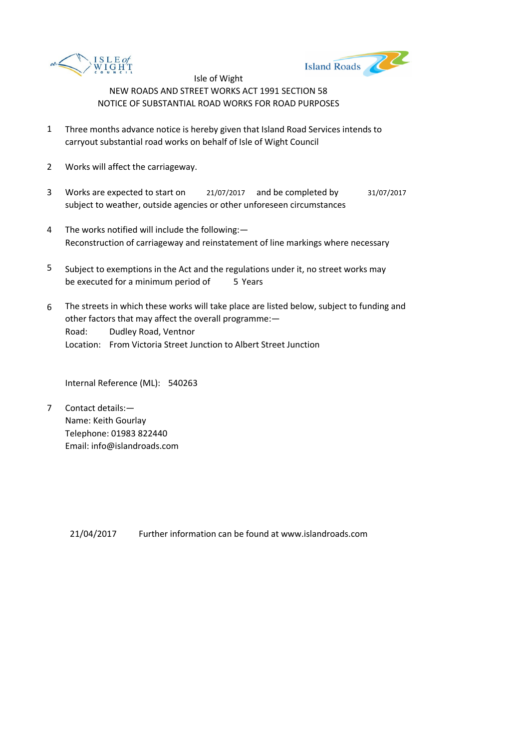Isle of Wight
NEW ROADS AND STREET WORKS ACT 1991 SECTION 58
NOTICE OF SUBSTANTIAL ROAD WORKS FOR ROAD PURPOSES

1. Three months advance notice is hereby given that Island Road Services intends to carryout substantial road works on behalf of Isle of Wight Council

2. Works will affect the carriageway.

3. Works are expected to start on 21/07/2017 and be completed by 31/07/2017 subject to weather, outside agencies or other unforeseen circumstances

4. The works notified will include the following:—
Reconstruction of carriageway and reinstatement of line markings where necessary

5. Subject to exemptions in the Act and the regulations under it, no street works may be executed for a minimum period of 5 Years

6. The streets in which these works will take place are listed below, subject to funding and other factors that may affect the overall programme:—
Road: Dudley Road, Ventnor
Location: From Victoria Street Junction to Albert Street Junction

   Internal Reference (ML): 540263

7. Contact details:—
Name: Keith Gourlay
Telephone: 01983 822440
Email: info@islandroads.com

21/04/2017 Further information can be found at www.islandroads.com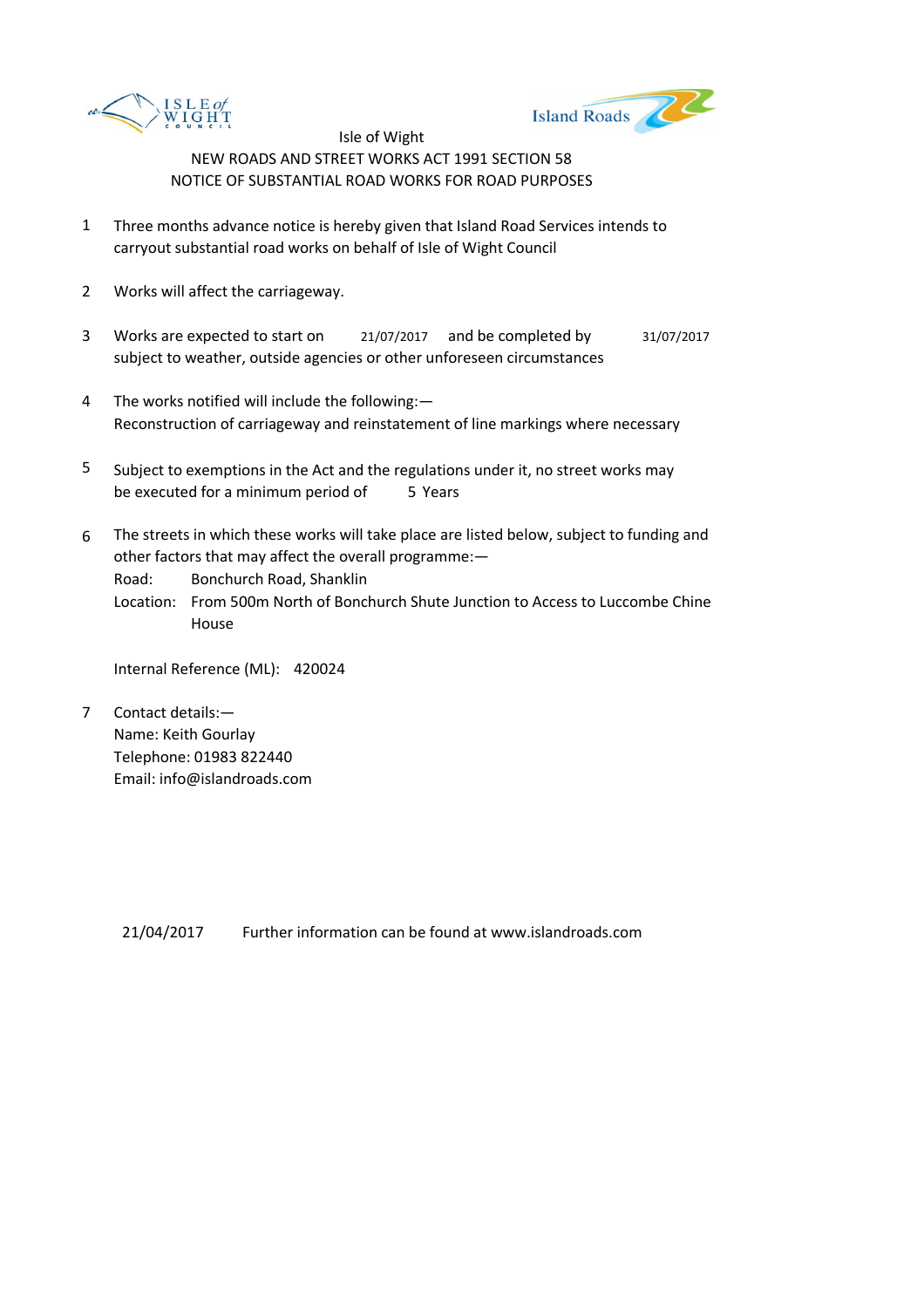Isle of Wight

NEW ROADS AND STREET WORKS ACT 1991 SECTION 58

NOTICE OF SUBSTANTIAL ROAD WORKS FOR ROAD PURPOSES

1. Three months advance notice is hereby given that Island Road Services intends to carryout substantial road works on behalf of Isle of Wight Council

2. Works will affect the carriageway.

3. Works are expected to start on 21/07/2017 and be completed by 31/07/2017 subject to weather, outside agencies or other unforeseen circumstances

4. The works notified will include the following:—
   Reconstruction of carriageway and reinstatement of line markings where necessary

5. Subject to exemptions in the Act and the regulations under it, no street works may be executed for a minimum period of 5 Years

6. The streets in which these works will take place are listed below, subject to funding and other factors that may affect the overall programme:—
   Road: Bonchurch Road, Shanklin
   Location: From 500m North of Bonchurch Shute Junction to Access to Luccombe Chine House

   Internal Reference (ML): 420024

7. Contact details:—
   Name: Keith Gourlay
   Telephone: 01983 822440
   Email: info@islandroads.com

21/04/2017 Further information can be found at www.islandroads.com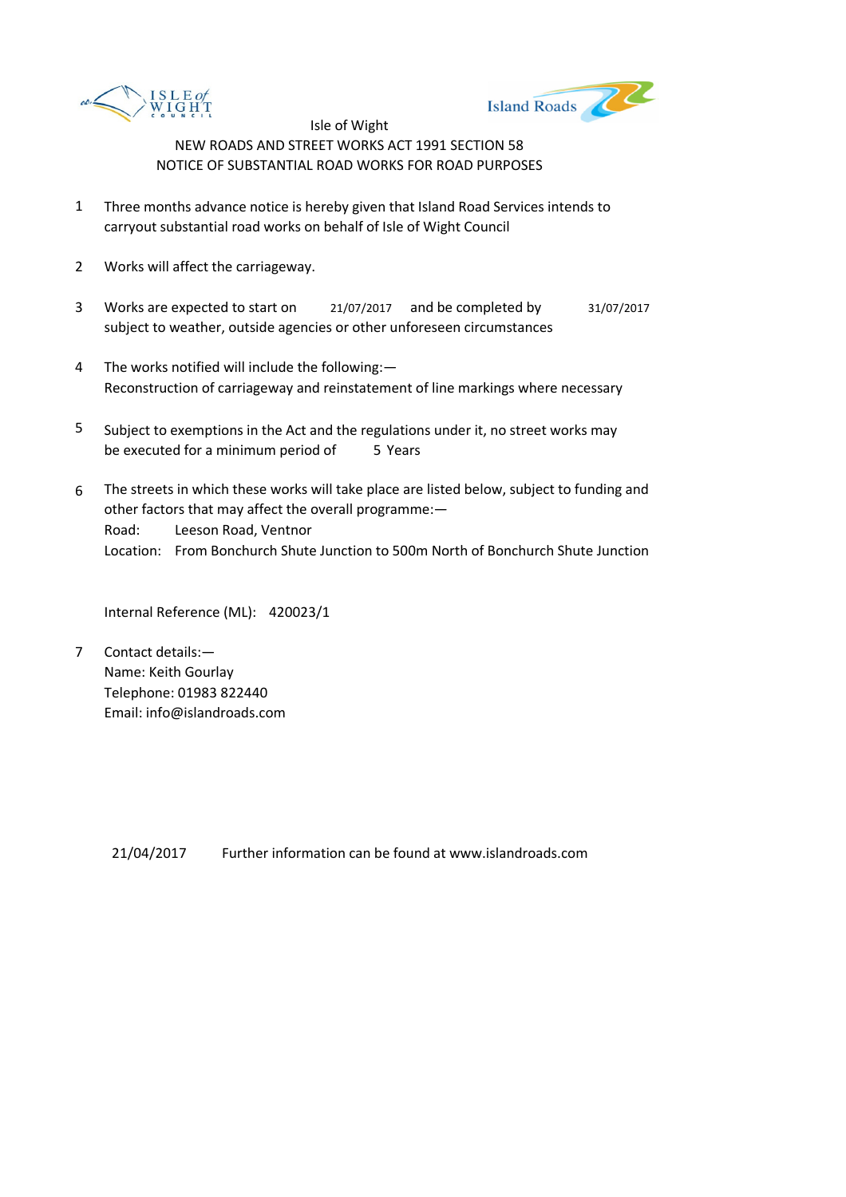Isle of Wight

NEW ROADS AND STREET WORKS ACT 1991 SECTION 58

NOTICE OF SUBSTANTIAL ROAD WORKS FOR ROAD PURPOSES

1. Three months advance notice is hereby given that Island Road Services intends to carryout substantial road works on behalf of Isle of Wight Council

2. Works will affect the carriageway.

3. Works are expected to start on 21/07/2017 and be completed by 31/07/2017 subject to weather, outside agencies or other unforeseen circumstances

4. The works notified will include the following:—
   Reconstruction of carriageway and reinstatement of line markings where necessary

5. Subject to exemptions in the Act and the regulations under it, no street works may be executed for a minimum period of 5 Years

6. The streets in which these works will take place are listed below, subject to funding and other factors that may affect the overall programme:—
   Road: Leeson Road, Ventnor
   Location: From Bonchurch Shute Junction to 500m North of Bonchurch Shute Junction

   Internal Reference (ML): 420023/1

7. Contact details:—
   Name: Keith Gourlay
   Telephone: 01983 822440
   Email: info@islandroads.com

21/04/2017 Further information can be found at www.islandroads.com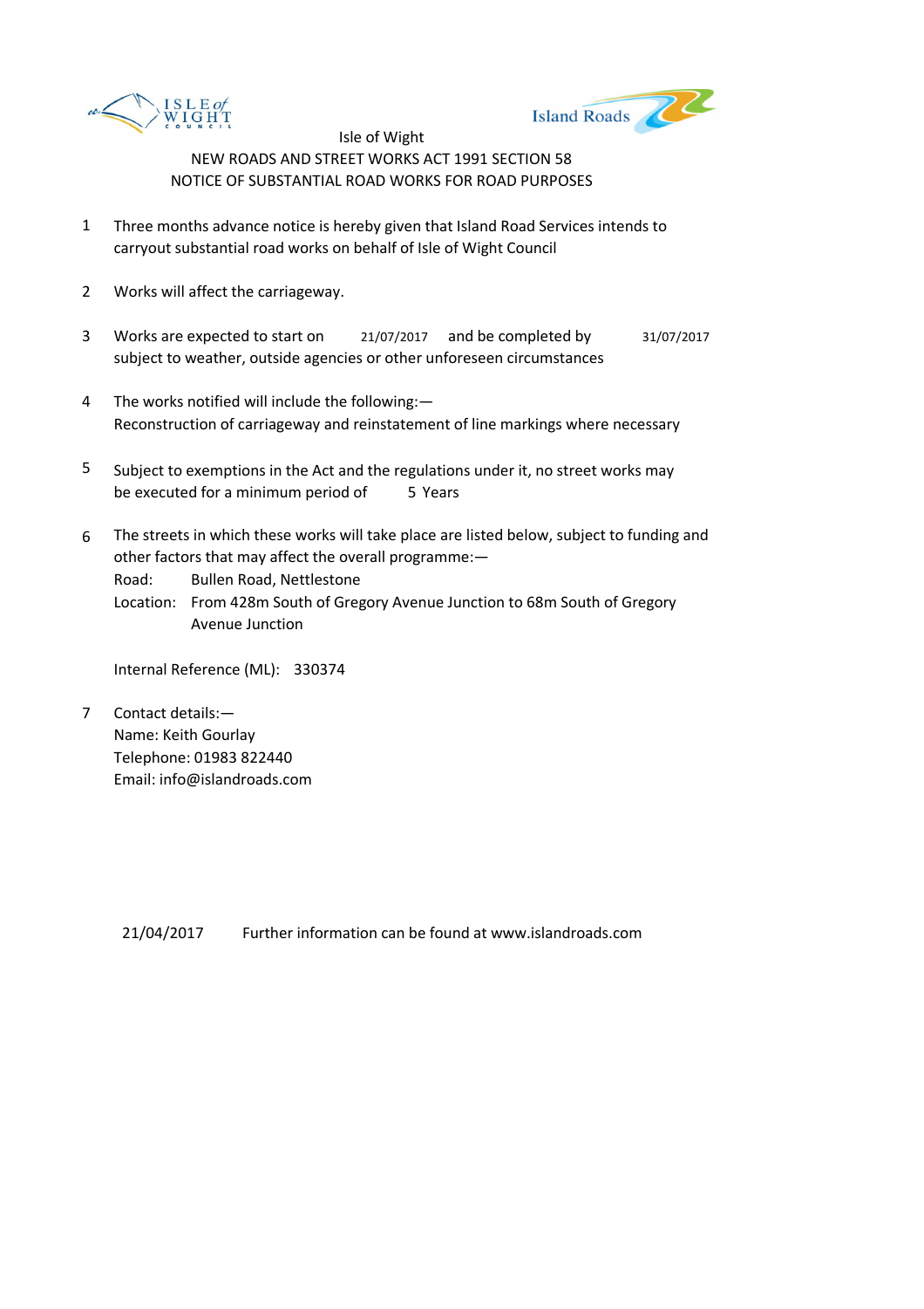Isle of Wight

NEW ROADS AND STREET WORKS ACT 1991 SECTION 58

NOTICE OF SUBSTANTIAL ROAD WORKS FOR ROAD PURPOSES

1. Three months advance notice is hereby given that Island Road Services intends to carryout substantial road works on behalf of Isle of Wight Council

2. Works will affect the carriageway.

3. Works are expected to start on 21/07/2017 and be completed by 31/07/2017 subject to weather, outside agencies or other unforeseen circumstances

4. The works notified will include the following:— Reconstruction of carriageway and reinstatement of line markings where necessary

5. Subject to exemptions in the Act and the regulations under it, no street works may be executed for a minimum period of 5 Years

6. The streets in which these works will take place are listed below, subject to funding and other factors that may affect the overall programme:—

   Road: Bullen Road, Nettlestone

   Location: From 428m South of Gregory Avenue Junction to 68m South of Gregory Avenue Junction

   Internal Reference (ML): 330374

7. Contact details:—

   Name: Keith Gourlay

   Telephone: 01983 822440

   Email: info@islandroads.com

21/04/2017 Further information can be found at www.islandroads.com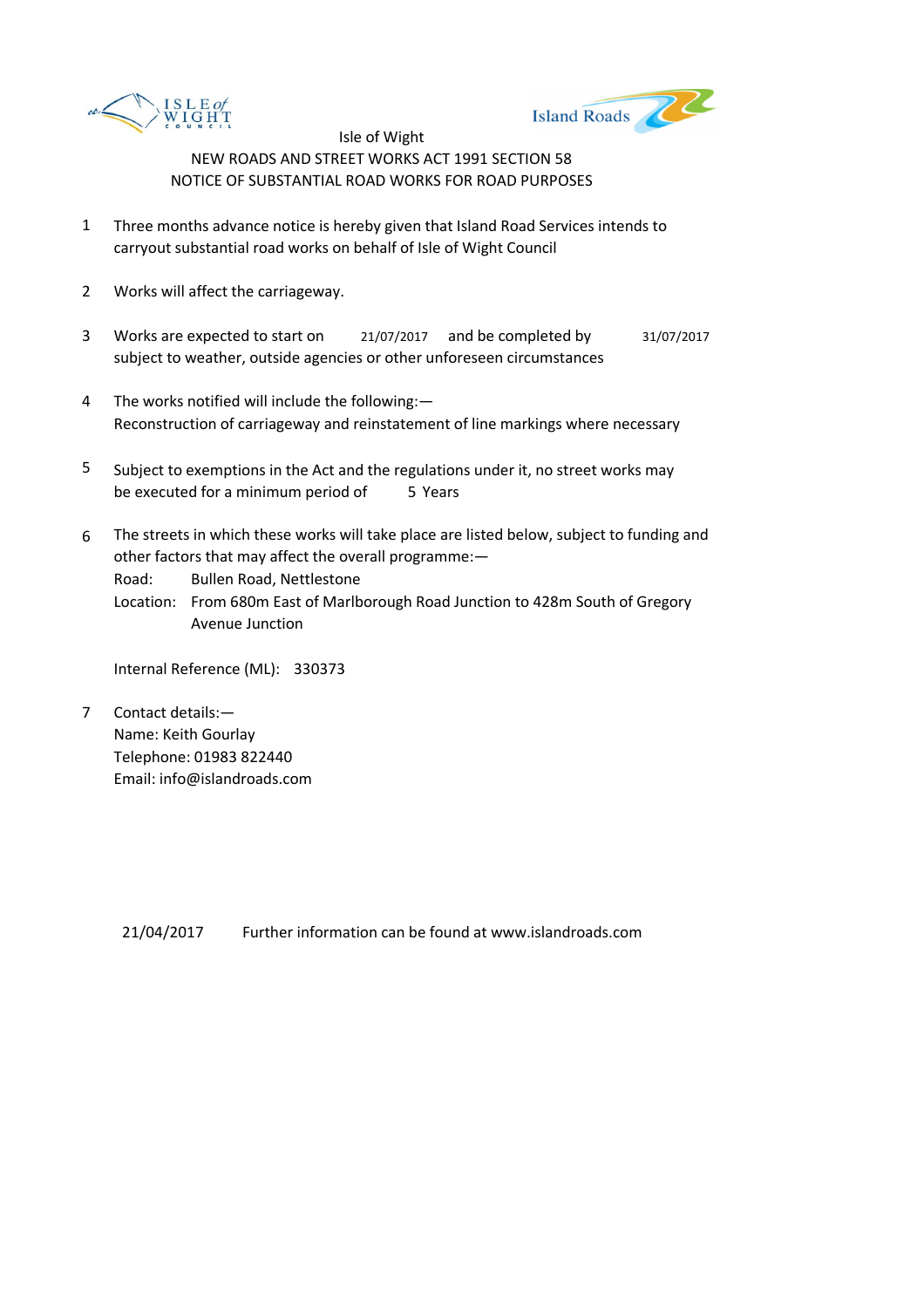Isle of Wight

NEW ROADS AND STREET WORKS ACT 1991 SECTION 58

NOTICE OF SUBSTANTIAL ROAD WORKS FOR ROAD PURPOSES

1. Three months advance notice is hereby given that Island Road Services intends to carryout substantial road works on behalf of Isle of Wight Council

2. Works will affect the carriageway.

3. Works are expected to start on 21/07/2017 and be completed by 31/07/2017 subject to weather, outside agencies or other unforeseen circumstances

4. The works notified will include the following:—
Reconstruction of carriageway and reinstatement of line markings where necessary

5. Subject to exemptions in the Act and the regulations under it, no street works may be executed for a minimum period of 5 Years

6. The streets in which these works will take place are listed below, subject to funding and other factors that may affect the overall programme:—
Road: Bullen Road, Nettlestone
Location: From 680m East of Marlborough Road Junction to 428m South of Gregory Avenue Junction

   Internal Reference (ML): 330373

7. Contact details:—
Name: Keith Gourlay
Telephone: 01983 822440
Email: info@islandroads.com

21/04/2017 Further information can be found at www.islandroads.com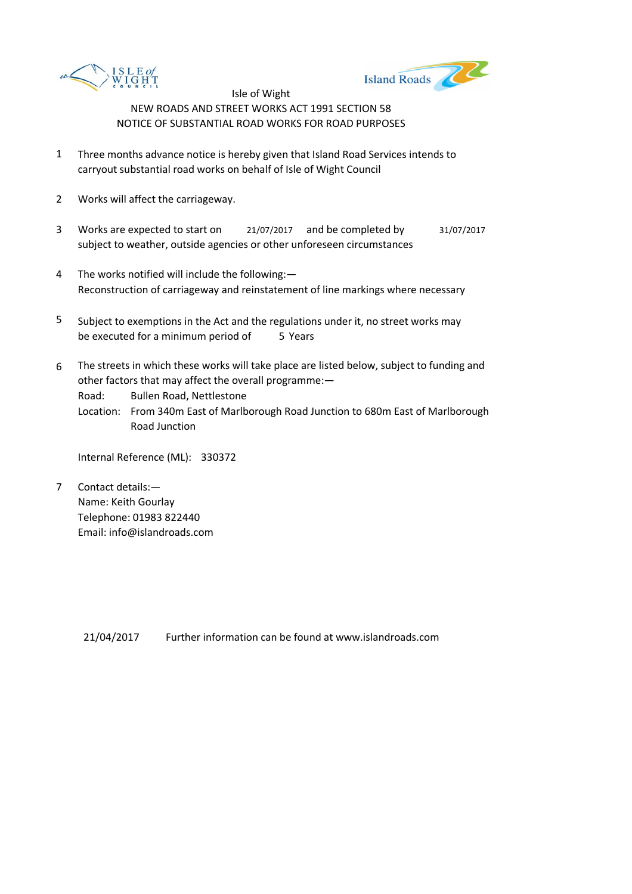Isle of Wight

NEW ROADS AND STREET WORKS ACT 1991 SECTION 58

NOTICE OF SUBSTANTIAL ROAD WORKS FOR ROAD PURPOSES

1. Three months advance notice is hereby given that Island Road Services intends to carryout substantial road works on behalf of Isle of Wight Council

2. Works will affect the carriageway.

3. Works are expected to start on 21/07/2017 and be completed by 31/07/2017 subject to weather, outside agencies or other unforeseen circumstances

4. The works notified will include the following:—
Reconstruction of carriageway and reinstatement of line markings where necessary

5. Subject to exemptions in the Act and the regulations under it, no street works may be executed for a minimum period of 5 Years

6. The streets in which these works will take place are listed below, subject to funding and other factors that may affect the overall programme:—
Road: Bullen Road, Nettlestone
Location: From 340m East of Marlborough Road Junction to 680m East of Marlborough Road Junction

   Internal Reference (ML): 330372

7. Contact details:—
Name: Keith Gourlay
Telephone: 01983 822440
Email: info@islandroads.com

21/04/2017 Further information can be found at www.islandroads.com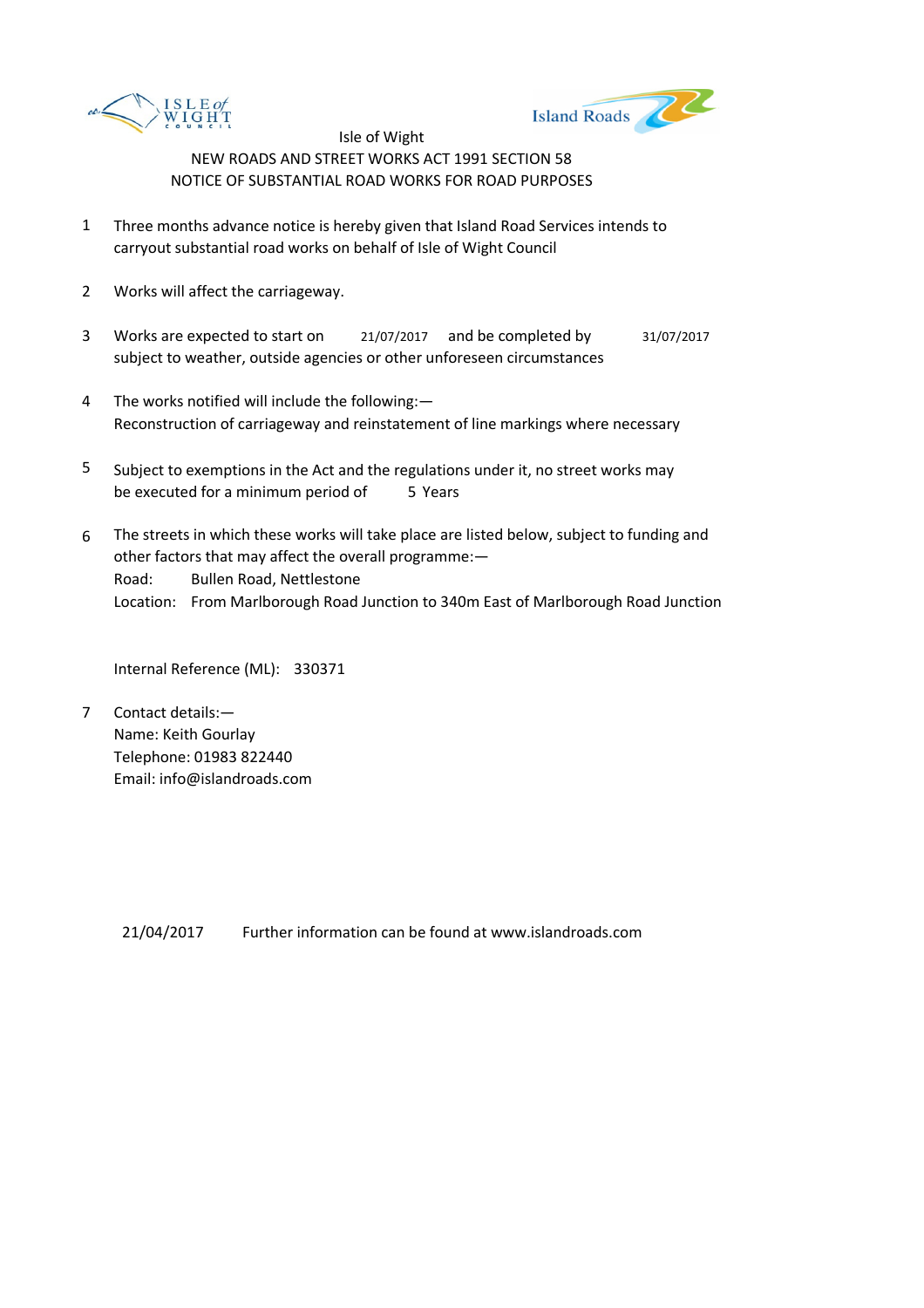Isle of Wight

NEW ROADS AND STREET WORKS ACT 1991 SECTION 58

NOTICE OF SUBSTANTIAL ROAD WORKS FOR ROAD PURPOSES

1. Three months advance notice is hereby given that Island Road Services intends to carryout substantial road works on behalf of Isle of Wight Council

2. Works will affect the carriageway.

3. Works are expected to start on 21/07/2017 and be completed by 31/07/2017 subject to weather, outside agencies or other unforeseen circumstances

4. The works notified will include the following:— Reconstruction of carriageway and reinstatement of line markings where necessary

5. Subject to exemptions in the Act and the regulations under it, no street works may be executed for a minimum period of 5 Years

6. The streets in which these works will take place are listed below, subject to funding and other factors that may affect the overall programme:—
   Road: Bullen Road, Nettlestone
   Location: From Marlborough Road Junction to 340m East of Marlborough Road Junction

   Internal Reference (ML): 330371

7. Contact details:—
   Name: Keith Gourlay
   Telephone: 01983 822440
   Email: info@islandroads.com

21/04/2017 Further information can be found at www.islandroads.com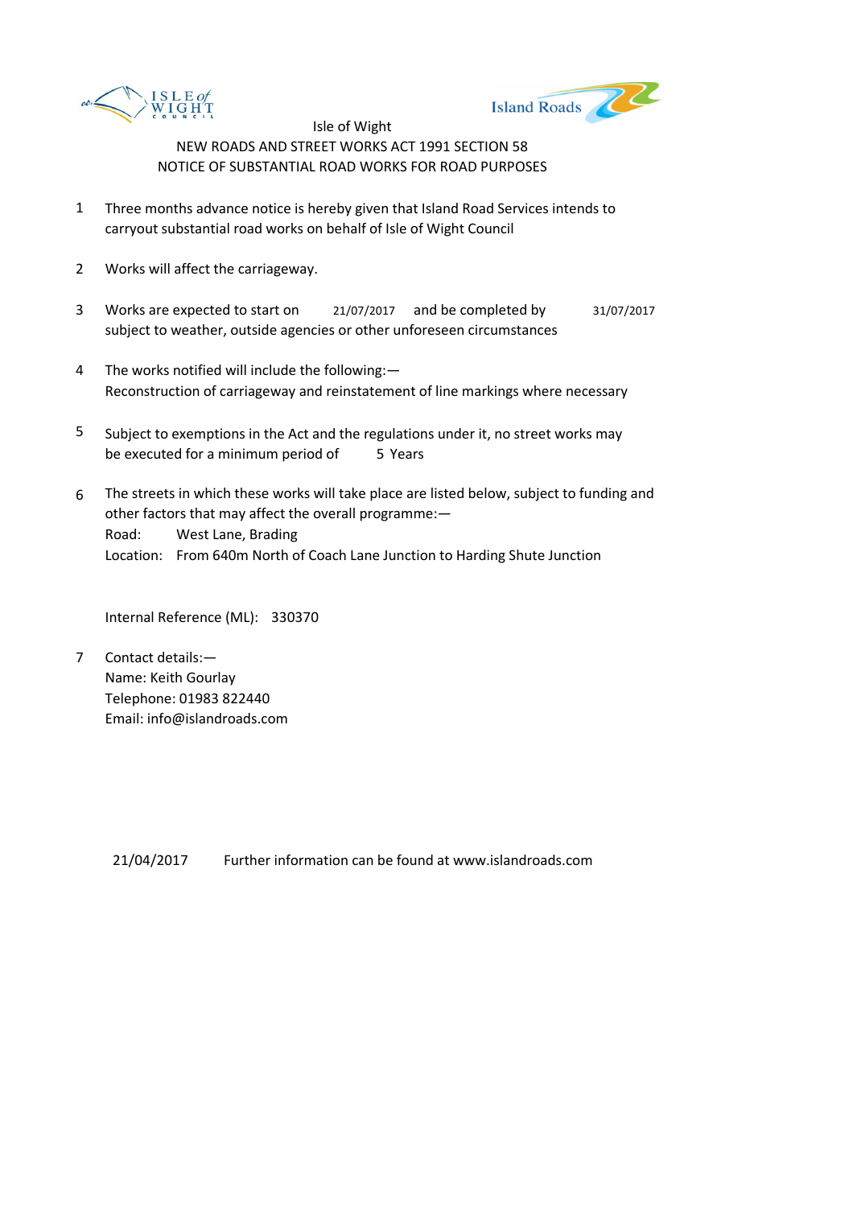Isle of Wight

NEW ROADS AND STREET WORKS ACT 1991 SECTION 58

NOTICE OF SUBSTANTIAL ROAD WORKS FOR ROAD PURPOSES

1. Three months advance notice is hereby given that Island Road Services intends to carryout substantial road works on behalf of Isle of Wight Council

2. Works will affect the carriageway.

3. Works are expected to start on 21/07/2017 and be completed by 31/07/2017 subject to weather, outside agencies or other unforeseen circumstances

4. The works notified will include the following:—
   Reconstruction of carriageway and reinstatement of line markings where necessary

5. Subject to exemptions in the Act and the regulations under it, no street works may be executed for a minimum period of 5 Years

6. The streets in which these works will take place are listed below, subject to funding and other factors that may affect the overall programme:—
   Road: West Lane, Brading
   Location: From 640m North of Coach Lane Junction to Harding Shute Junction

   Internal Reference (ML): 330370

7. Contact details:—
   Name: Keith Gourlay
   Telephone: 01983 822440
   Email: info@islandroads.com

21/04/2017 Further information can be found at www.islandroads.com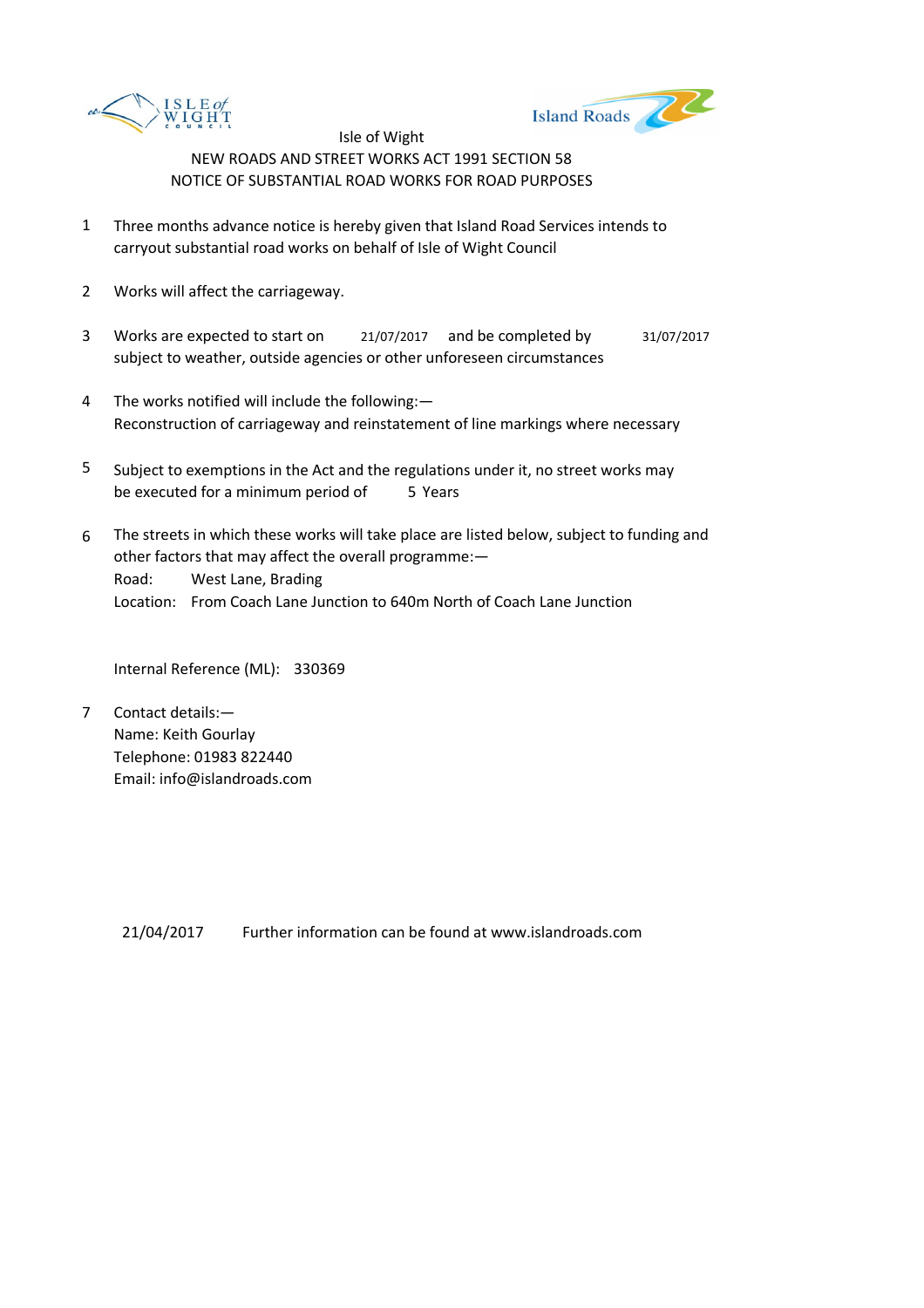Isle of Wight

NEW ROADS AND STREET WORKS ACT 1991 SECTION 58

NOTICE OF SUBSTANTIAL ROAD WORKS FOR ROAD PURPOSES

1. Three months advance notice is hereby given that Island Road Services intends to carryout substantial road works on behalf of Isle of Wight Council

2. Works will affect the carriageway.

3. Works are expected to start on 21/07/2017 and be completed by 31/07/2017 subject to weather, outside agencies or other unforeseen circumstances

4. The works notified will include the following:—
   Reconstruction of carriageway and reinstatement of line markings where necessary

5. Subject to exemptions in the Act and the regulations under it, no street works may be executed for a minimum period of 5 Years

6. The streets in which these works will take place are listed below, subject to funding and other factors that may affect the overall programme:—
   Road: West Lane, Brading
   Location: From Coach Lane Junction to 640m North of Coach Lane Junction

   Internal Reference (ML): 330369

7. Contact details:—
   Name: Keith Gourlay
   Telephone: 01983 822440
   Email: info@islandroads.com

21/04/2017 Further information can be found at www.islandroads.com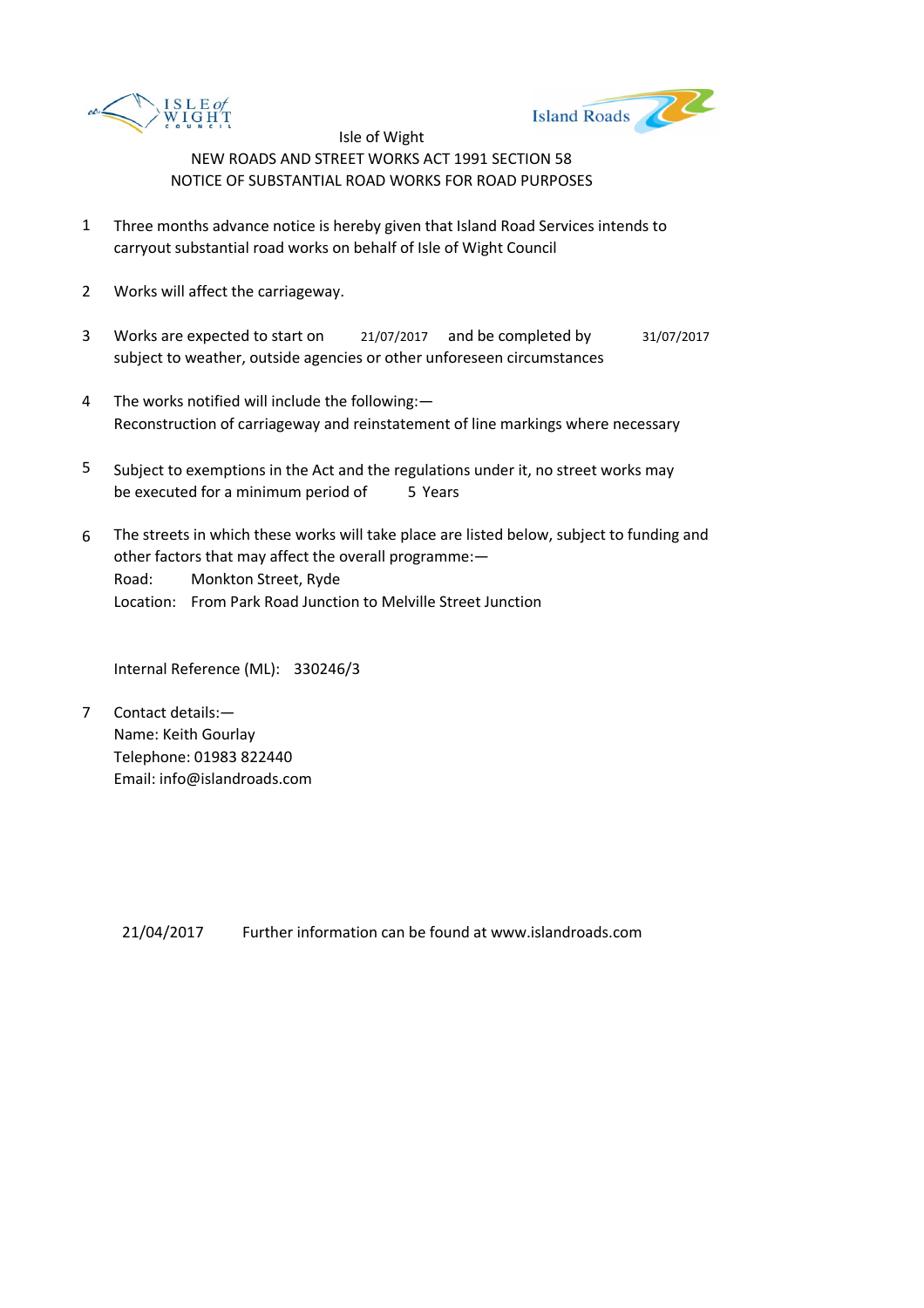Isle of Wight

NEW ROADS AND STREET WORKS ACT 1991 SECTION 58

NOTICE OF SUBSTANTIAL ROAD WORKS FOR ROAD PURPOSES

1. Three months advance notice is hereby given that Island Road Services intends to carryout substantial road works on behalf of Isle of Wight Council

2. Works will affect the carriageway.

3. Works are expected to start on 21/07/2017 and be completed by 31/07/2017 subject to weather, outside agencies or other unforeseen circumstances

4. The works notified will include the following:—
   Reconstruction of carriageway and reinstatement of line markings where necessary

5. Subject to exemptions in the Act and the regulations under it, no street works may be executed for a minimum period of 5 Years

6. The streets in which these works will take place are listed below, subject to funding and other factors that may affect the overall programme:—
   Road: Monkton Street, Ryde
   Location: From Park Road Junction to Melville Street Junction

   Internal Reference (ML): 330246/3

7. Contact details:—
   Name: Keith Gourlay
   Telephone: 01983 822440
   Email: info@islandroads.com

21/04/2017 Further information can be found at www.islandroads.com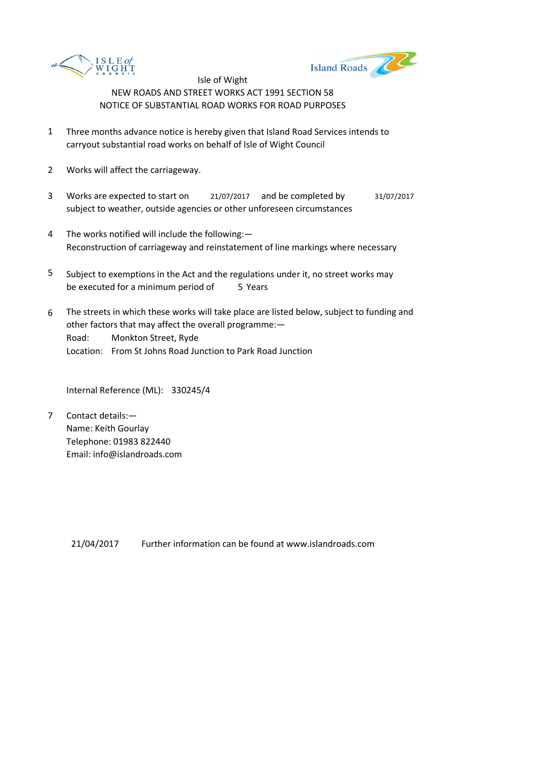Isle of Wight

NEW ROADS AND STREET WORKS ACT 1991 SECTION 58

NOTICE OF SUBSTANTIAL ROAD WORKS FOR ROAD PURPOSES

1. Three months advance notice is hereby given that Island Road Services intends to carryout substantial road works on behalf of Isle of Wight Council

2. Works will affect the carriageway.

3. Works are expected to start on 21/07/2017 and be completed by 31/07/2017 subject to weather, outside agencies or other unforeseen circumstances

4. The works notified will include the following:—
   Reconstruction of carriageway and reinstatement of line markings where necessary

5. Subject to exemptions in the Act and the regulations under it, no street works may be executed for a minimum period of 5 Years

6. The streets in which these works will take place are listed below, subject to funding and other factors that may affect the overall programme:—
   Road: Monkton Street, Ryde
   Location: From St Johns Road Junction to Park Road Junction

   Internal Reference (ML): 330245/4

7. Contact details:—
   Name: Keith Gourlay
   Telephone: 01983 822440
   Email: info@islandroads.com

21/04/2017 Further information can be found at www.islandroads.com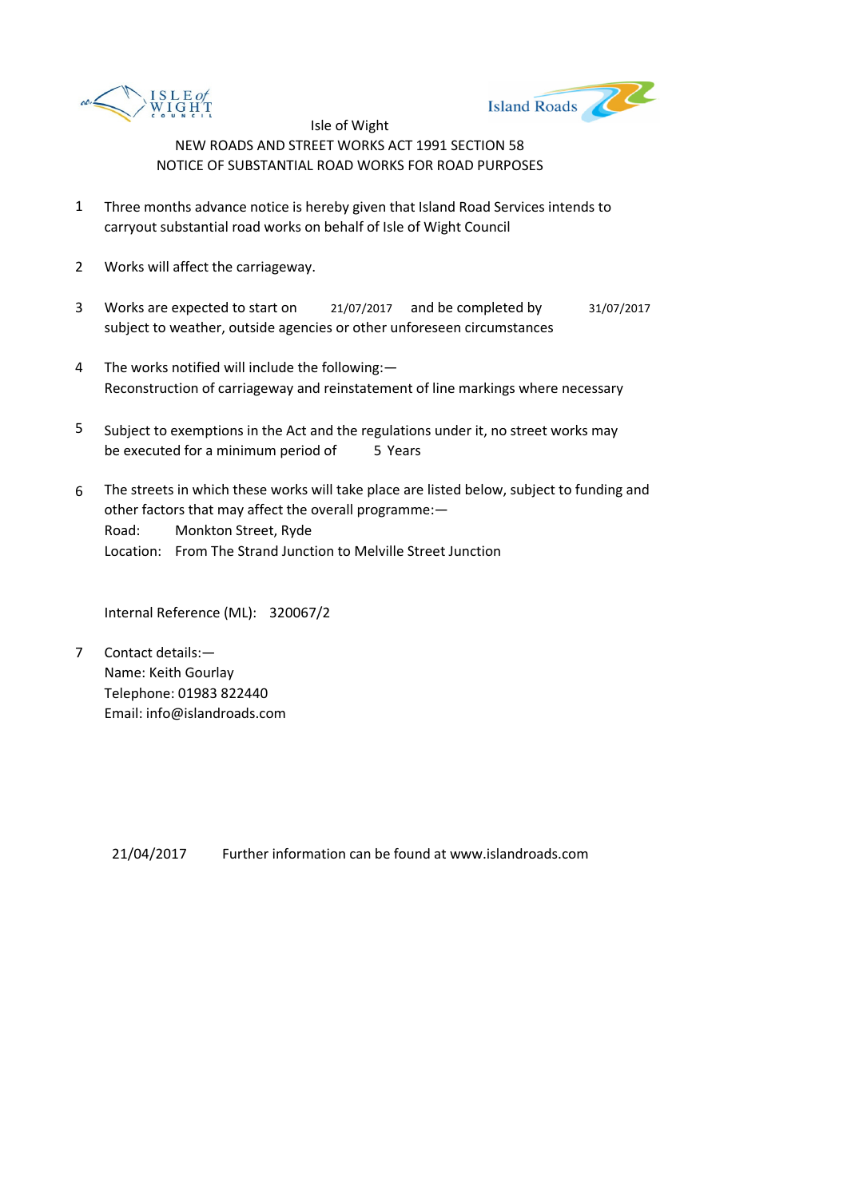Isle of Wight

NEW ROADS AND STREET WORKS ACT 1991 SECTION 58

NOTICE OF SUBSTANTIAL ROAD WORKS FOR ROAD PURPOSES

1. Three months advance notice is hereby given that Island Road Services intends to carryout substantial road works on behalf of Isle of Wight Council

2. Works will affect the carriageway.

3. Works are expected to start on 21/07/2017 and be completed by 31/07/2017 subject to weather, outside agencies or other unforeseen circumstances

4. The works notified will include the following:— Reconstruction of carriageway and reinstatement of line markings where necessary

5. Subject to exemptions in the Act and the regulations under it, no street works may be executed for a minimum period of 5 Years

6. The streets in which these works will take place are listed below, subject to funding and other factors that may affect the overall programme:—
   Road: Monkton Street, Ryde
   Location: From The Strand Junction to Melville Street Junction

   Internal Reference (ML): 320067/2

7. Contact details:—
   Name: Keith Gourlay
   Telephone: 01983 822440
   Email: info@islandroads.com

21/04/2017 Further information can be found at www.islandroads.com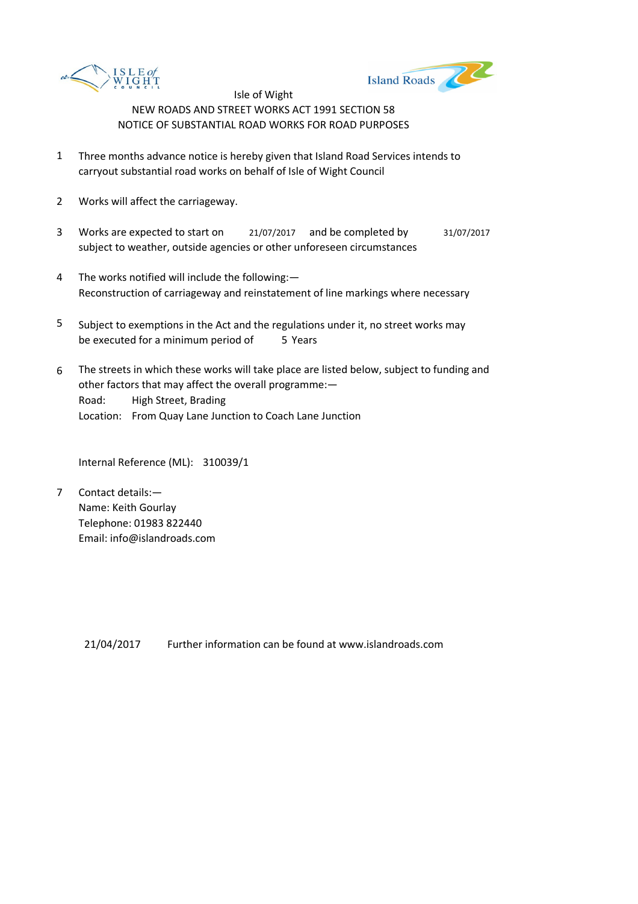Isle of Wight

NEW ROADS AND STREET WORKS ACT 1991 SECTION 58

NOTICE OF SUBSTANTIAL ROAD WORKS FOR ROAD PURPOSES

1. Three months advance notice is hereby given that Island Road Services intends to carryout substantial road works on behalf of Isle of Wight Council

2. Works will affect the carriageway.

3. Works are expected to start on 21/07/2017 and be completed by 31/07/2017 subject to weather, outside agencies or other unforeseen circumstances

4. The works notified will include the following:—
   Reconstruction of carriageway and reinstatement of line markings where necessary

5. Subject to exemptions in the Act and the regulations under it, no street works may be executed for a minimum period of 5 Years

6. The streets in which these works will take place are listed below, subject to funding and other factors that may affect the overall programme:—
   Road: High Street, Brading
   Location: From Quay Lane Junction to Coach Lane Junction

   Internal Reference (ML): 310039/1

7. Contact details:—
   Name: Keith Gourlay
   Telephone: 01983 822440
   Email: info@islandroads.com

21/04/2017 Further information can be found at www.islandroads.com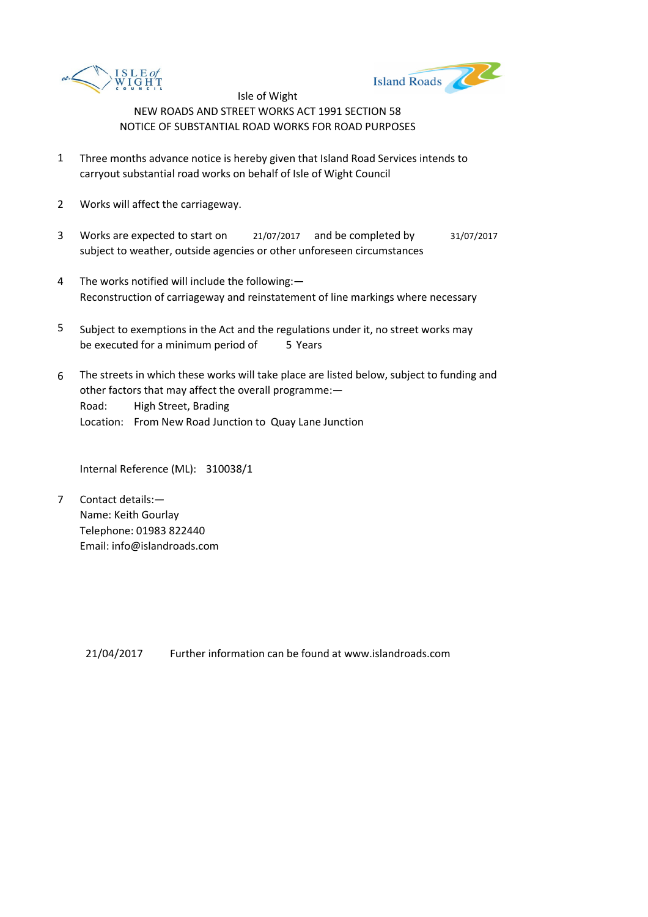Isle of Wight

NEW ROADS AND STREET WORKS ACT 1991 SECTION 58

NOTICE OF SUBSTANTIAL ROAD WORKS FOR ROAD PURPOSES

1. Three months advance notice is hereby given that Island Road Services intends to carryout substantial road works on behalf of Isle of Wight Council

2. Works will affect the carriageway.

3. Works are expected to start on 21/07/2017 and be completed by 31/07/2017 subject to weather, outside agencies or other unforeseen circumstances

4. The works notified will include the following:—
   Reconstruction of carriageway and reinstatement of line markings where necessary

5. Subject to exemptions in the Act and the regulations under it, no street works may be executed for a minimum period of 5 Years

6. The streets in which these works will take place are listed below, subject to funding and other factors that may affect the overall programme:—
   Road: High Street, Brading
   Location: From New Road Junction to Quay Lane Junction

   Internal Reference (ML): 310038/1

7. Contact details:—
   Name: Keith Gourlay
   Telephone: 01983 822440
   Email: info@islandroads.com

21/04/2017 Further information can be found at www.islandroads.com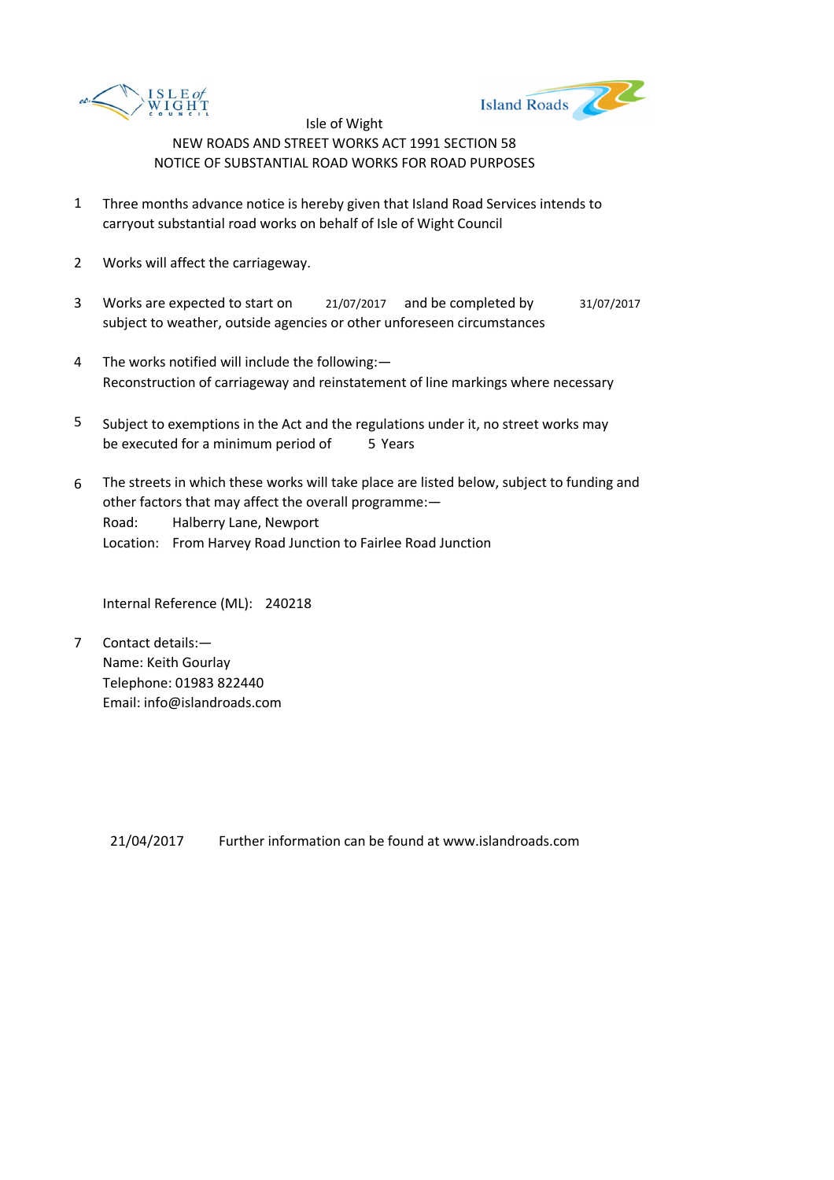Isle of Wight

NEW ROADS AND STREET WORKS ACT 1991 SECTION 58

NOTICE OF SUBSTANTIAL ROAD WORKS FOR ROAD PURPOSES

1. Three months advance notice is hereby given that Island Road Services intends to carryout substantial road works on behalf of Isle of Wight Council

2. Works will affect the carriageway.

3. Works are expected to start on 21/07/2017 and be completed by 31/07/2017 subject to weather, outside agencies or other unforeseen circumstances

4. The works notified will include the following:—
   Reconstruction of carriageway and reinstatement of line markings where necessary

5. Subject to exemptions in the Act and the regulations under it, no street works may be executed for a minimum period of 5 Years

6. The streets in which these works will take place are listed below, subject to funding and other factors that may affect the overall programme:—
   Road: Halberry Lane, Newport
   Location: From Harvey Road Junction to Fairlee Road Junction

   Internal Reference (ML): 240218

7. Contact details:—
   Name: Keith Gourlay
   Telephone: 01983 822440
   Email: info@islandroads.com

21/04/2017 Further information can be found at www.islandroads.com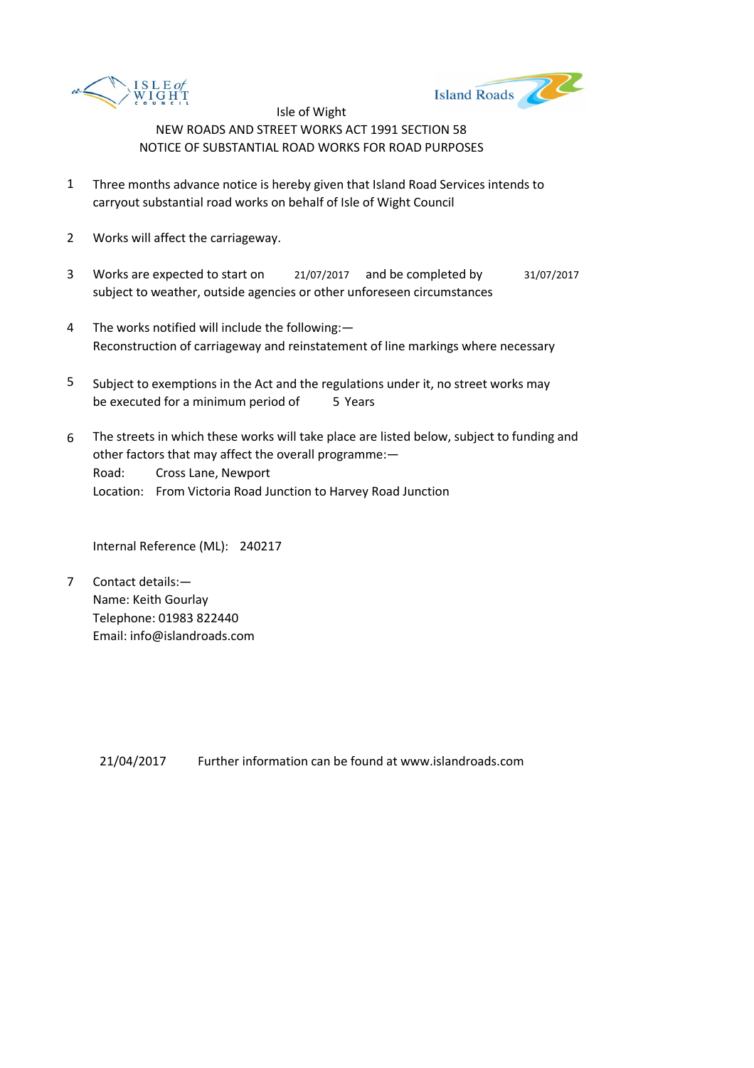Isle of Wight

NEW ROADS AND STREET WORKS ACT 1991 SECTION 58

NOTICE OF SUBSTANTIAL ROAD WORKS FOR ROAD PURPOSES

1. Three months advance notice is hereby given that Island Road Services intends to carryout substantial road works on behalf of Isle of Wight Council

2. Works will affect the carriageway.

3. Works are expected to start on 21/07/2017 and be completed by 31/07/2017 subject to weather, outside agencies or other unforeseen circumstances

4. The works notified will include the following:—
   Reconstruction of carriageway and reinstatement of line markings where necessary

5. Subject to exemptions in the Act and the regulations under it, no street works may be executed for a minimum period of 5 Years

6. The streets in which these works will take place are listed below, subject to funding and other factors that may affect the overall programme:—
   Road: Cross Lane, Newport
   Location: From Victoria Road Junction to Harvey Road Junction

   Internal Reference (ML): 240217

7. Contact details:—
   Name: Keith Gourlay
   Telephone: 01983 822440
   Email: info@islandroads.com

21/04/2017 Further information can be found at www.islandroads.com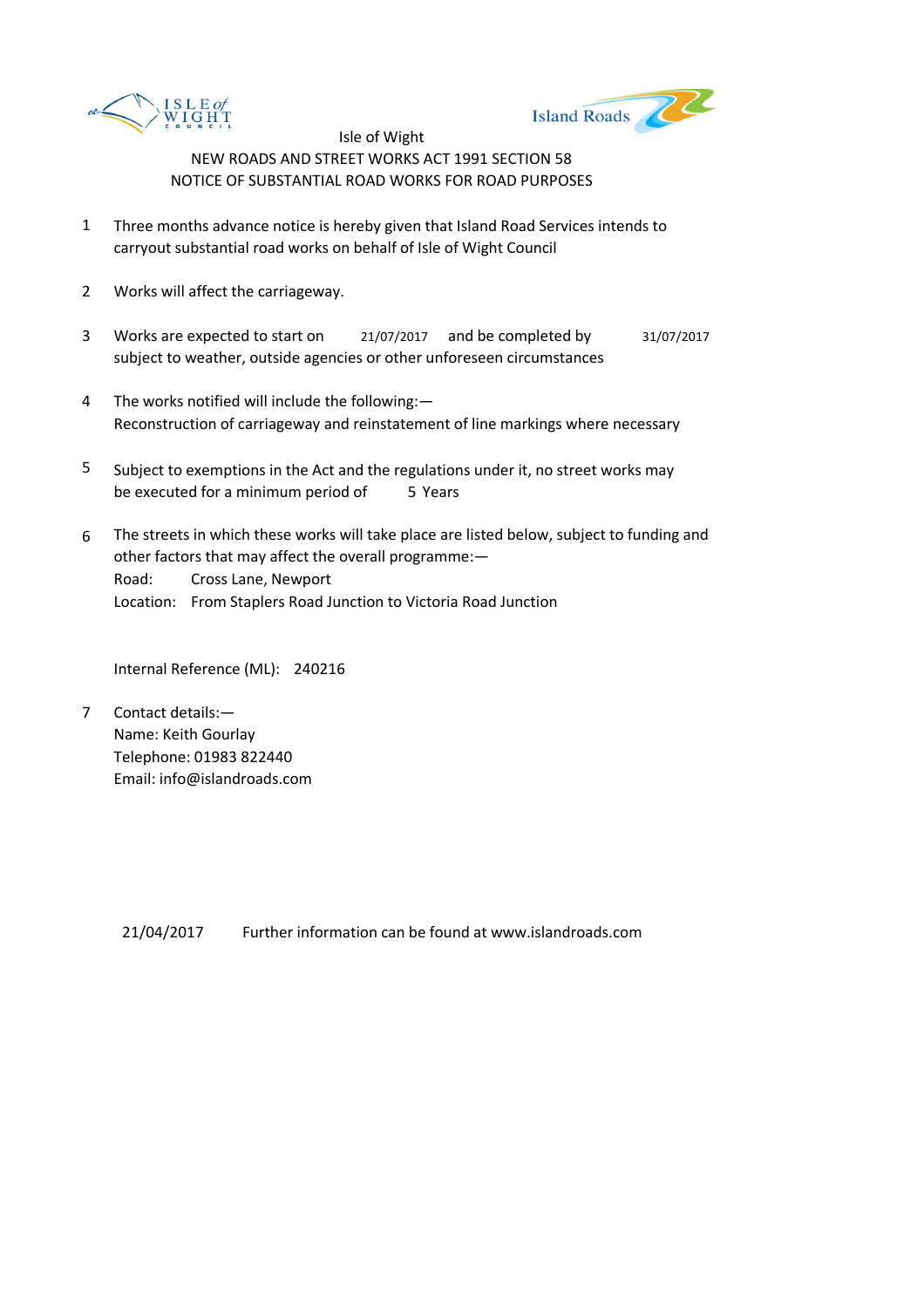Isle of Wight

NEW ROADS AND STREET WORKS ACT 1991 SECTION 58

NOTICE OF SUBSTANTIAL ROAD WORKS FOR ROAD PURPOSES

1. Three months advance notice is hereby given that Island Road Services intends to carryout substantial road works on behalf of Isle of Wight Council

2. Works will affect the carriageway.

3. Works are expected to start on 21/07/2017 and be completed by 31/07/2017 subject to weather, outside agencies or other unforeseen circumstances

4. The works notified will include the following:— Reconstruction of carriageway and reinstatement of line markings where necessary

5. Subject to exemptions in the Act and the regulations under it, no street works may be executed for a minimum period of 5 Years

6. The streets in which these works will take place are listed below, subject to funding and other factors that may affect the overall programme:—
   Road: Cross Lane, Newport
   Location: From Staplers Road Junction to Victoria Road Junction

   Internal Reference (ML): 240216

7. Contact details:—
   Name: Keith Gourlay
   Telephone: 01983 822440
   Email: info@islandroads.com

21/04/2017 Further information can be found at www.islandroads.com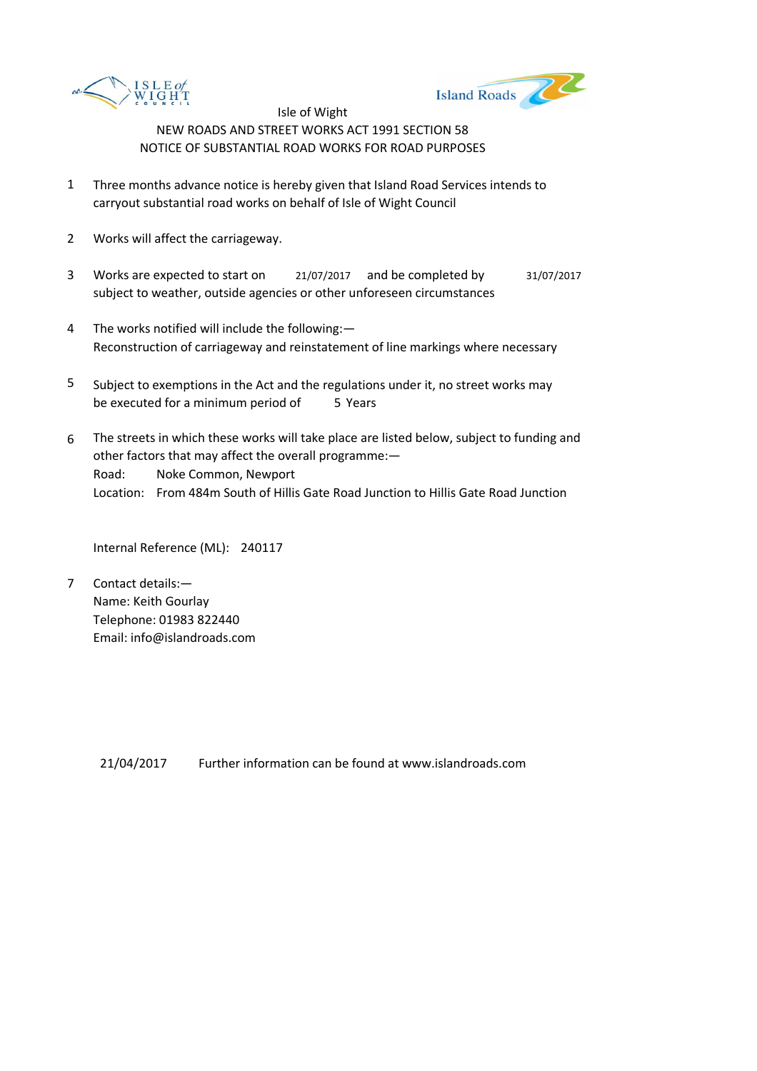Isle of Wight

NEW ROADS AND STREET WORKS ACT 1991 SECTION 58

NOTICE OF SUBSTANTIAL ROAD WORKS FOR ROAD PURPOSES

1. Three months advance notice is hereby given that Island Road Services intends to carryout substantial road works on behalf of Isle of Wight Council

2. Works will affect the carriageway.

3. Works are expected to start on 21/07/2017 and be completed by 31/07/2017 subject to weather, outside agencies or other unforeseen circumstances

4. The works notified will include the following:—
   Reconstruction of carriageway and reinstatement of line markings where necessary

5. Subject to exemptions in the Act and the regulations under it, no street works may be executed for a minimum period of 5 Years

6. The streets in which these works will take place are listed below, subject to funding and other factors that may affect the overall programme:—
   Road: Noke Common, Newport
   Location: From 484m South of Hillis Gate Road Junction to Hillis Gate Road Junction

   Internal Reference (ML): 240117

7. Contact details:—
   Name: Keith Gourlay
   Telephone: 01983 822440
   Email: info@islandroads.com

21/04/2017 Further information can be found at www.islandroads.com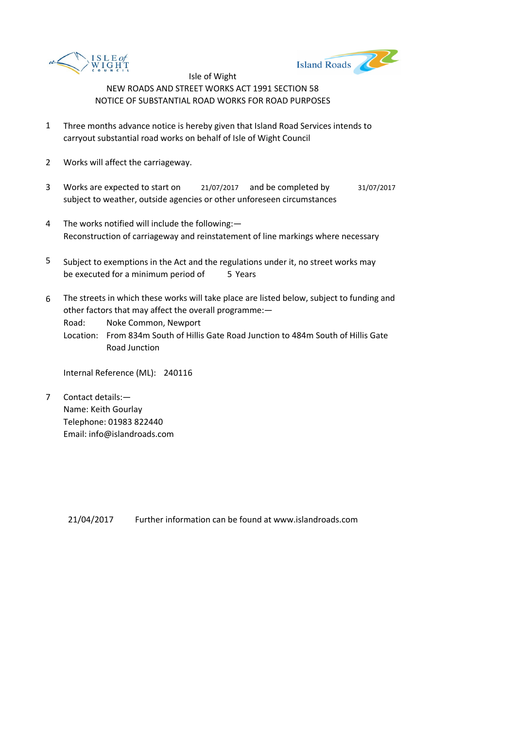Isle of Wight

NEW ROADS AND STREET WORKS ACT 1991 SECTION 58

NOTICE OF SUBSTANTIAL ROAD WORKS FOR ROAD PURPOSES

1. Three months advance notice is hereby given that Island Road Services intends to carryout substantial road works on behalf of Isle of Wight Council

2. Works will affect the carriageway.

3. Works are expected to start on 21/07/2017 and be completed by 31/07/2017 subject to weather, outside agencies or other unforeseen circumstances

4. The works notified will include the following:—
   Reconstruction of carriageway and reinstatement of line markings where necessary

5. Subject to exemptions in the Act and the regulations under it, no street works may be executed for a minimum period of 5 Years

6. The streets in which these works will take place are listed below, subject to funding and other factors that may affect the overall programme:—
   Road: Noke Common, Newport
   Location: From 834m South of Hillis Gate Road Junction to 484m South of Hillis Gate Road Junction

   Internal Reference (ML): 240116

7. Contact details:—
   Name: Keith Gourlay
   Telephone: 01983 822440
   Email: info@islandroads.com

21/04/2017 Further information can be found at www.islandroads.com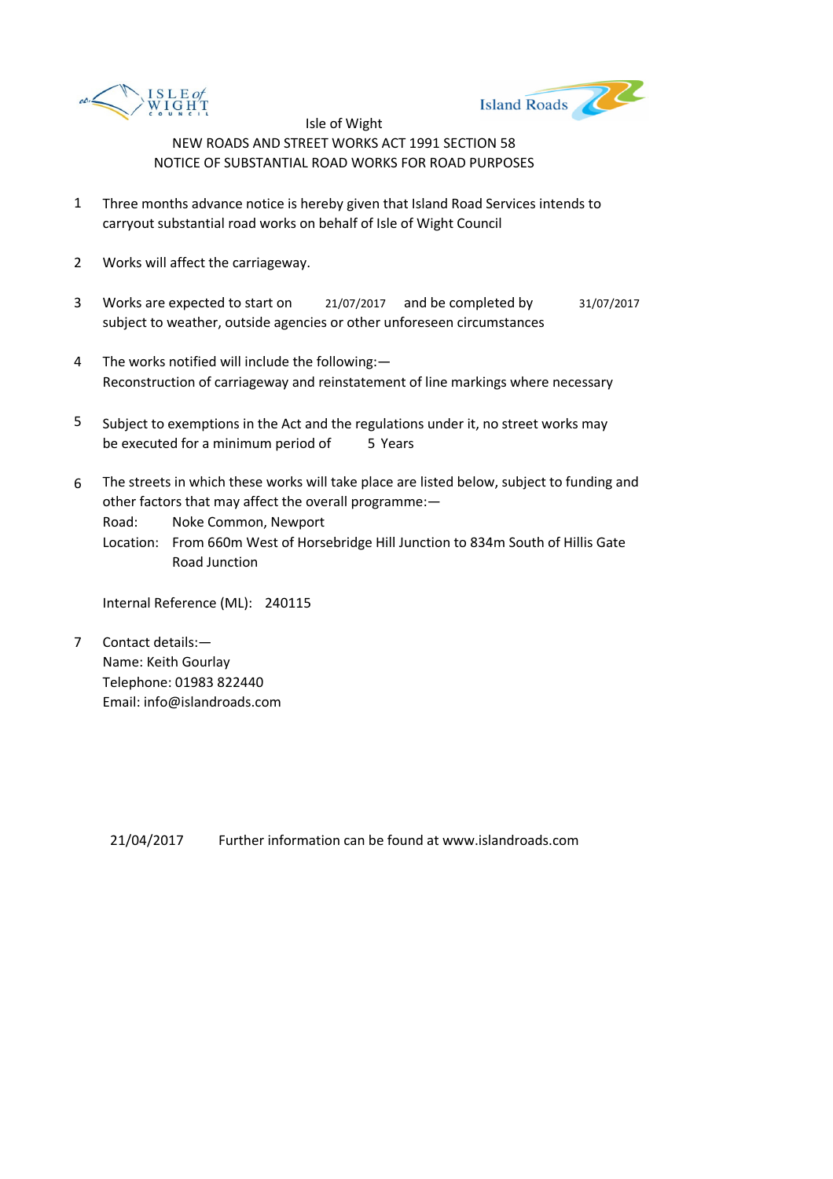Isle of Wight

NEW ROADS AND STREET WORKS ACT 1991 SECTION 58

NOTICE OF SUBSTANTIAL ROAD WORKS FOR ROAD PURPOSES

1. Three months advance notice is hereby given that Island Road Services intends to carryout substantial road works on behalf of Isle of Wight Council

2. Works will affect the carriageway.

3. Works are expected to start on 21/07/2017 and be completed by 31/07/2017 subject to weather, outside agencies or other unforeseen circumstances

4. The works notified will include the following:—
   Reconstruction of carriageway and reinstatement of line markings where necessary

5. Subject to exemptions in the Act and the regulations under it, no street works may be executed for a minimum period of 5 Years

6. The streets in which these works will take place are listed below, subject to funding and other factors that may affect the overall programme:—
   Road: Noke Common, Newport
   Location: From 660m West of Horsebridge Hill Junction to 834m South of Hillis Gate Road Junction

   Internal Reference (ML): 240115

7. Contact details:—
   Name: Keith Gourlay
   Telephone: 01983 822440
   Email: info@islandroads.com

21/04/2017 Further information can be found at www.islandroads.com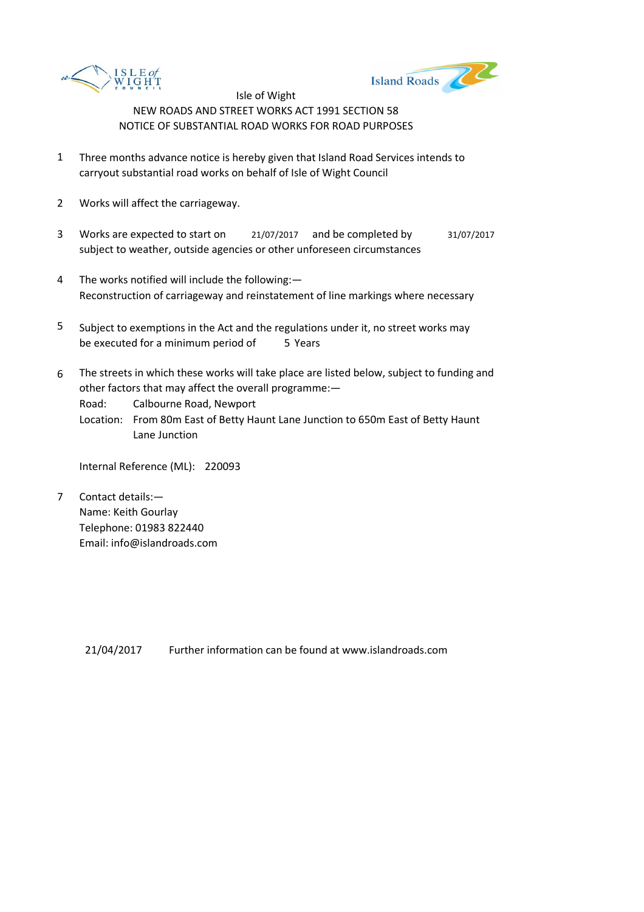Isle of Wight

NEW ROADS AND STREET WORKS ACT 1991 SECTION 58

NOTICE OF SUBSTANTIAL ROAD WORKS FOR ROAD PURPOSES

1. Three months advance notice is hereby given that Island Road Services intends to carryout substantial road works on behalf of Isle of Wight Council

2. Works will affect the carriageway.

3. Works are expected to start on 21/07/2017 and be completed by 31/07/2017 subject to weather, outside agencies or other unforeseen circumstances

4. The works notified will include the following:—
Reconstruction of carriageway and reinstatement of line markings where necessary

5. Subject to exemptions in the Act and the regulations under it, no street works may be executed for a minimum period of 5 Years

6. The streets in which these works will take place are listed below, subject to funding and other factors that may affect the overall programme:—
Road: Calbourne Road, Newport
Location: From 80m East of Betty Haunt Lane Junction to 650m East of Betty Haunt Lane Junction

   Internal Reference (ML): 220093

7. Contact details:—
Name: Keith Gourlay
Telephone: 01983 822440
Email: info@islandroads.com

21/04/2017 Further information can be found at www.islandroads.com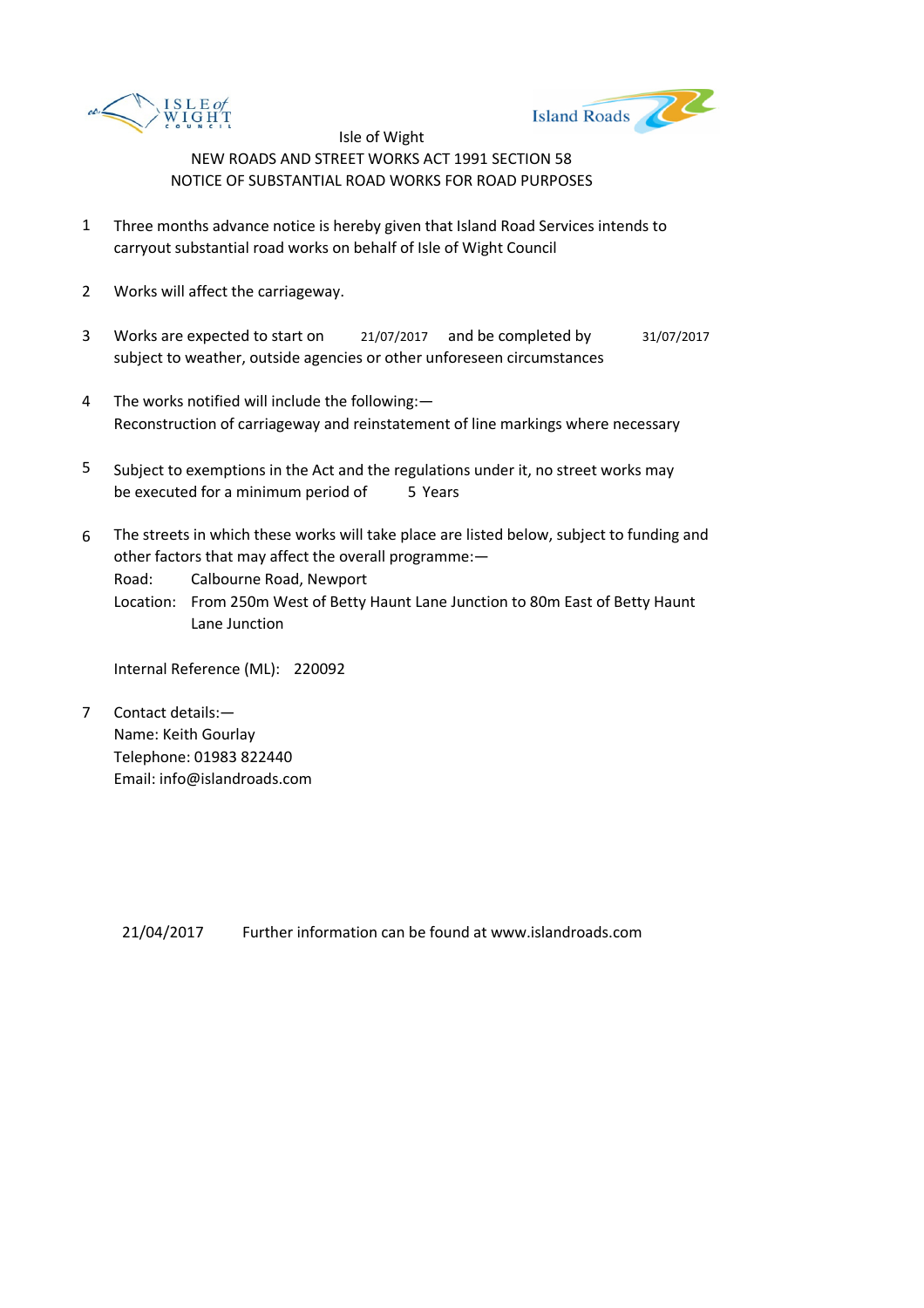Isle of Wight

NEW ROADS AND STREET WORKS ACT 1991 SECTION 58

NOTICE OF SUBSTANTIAL ROAD WORKS FOR ROAD PURPOSES

1. Three months advance notice is hereby given that Island Road Services intends to carryout substantial road works on behalf of Isle of Wight Council

2. Works will affect the carriageway.

3. Works are expected to start on 21/07/2017 and be completed by 31/07/2017 subject to weather, outside agencies or other unforeseen circumstances

4. The works notified will include the following:—
   Reconstruction of carriageway and reinstatement of line markings where necessary

5. Subject to exemptions in the Act and the regulations under it, no street works may be executed for a minimum period of 5 Years

6. The streets in which these works will take place are listed below, subject to funding and other factors that may affect the overall programme:—
   Road: Calbourne Road, Newport
   Location: From 250m West of Betty Haunt Lane Junction to 80m East of Betty Haunt Lane Junction

   Internal Reference (ML): 220092

7. Contact details:—
   Name: Keith Gourlay
   Telephone: 01983 822440
   Email: info@islandroads.com

21/04/2017 Further information can be found at www.islandroads.com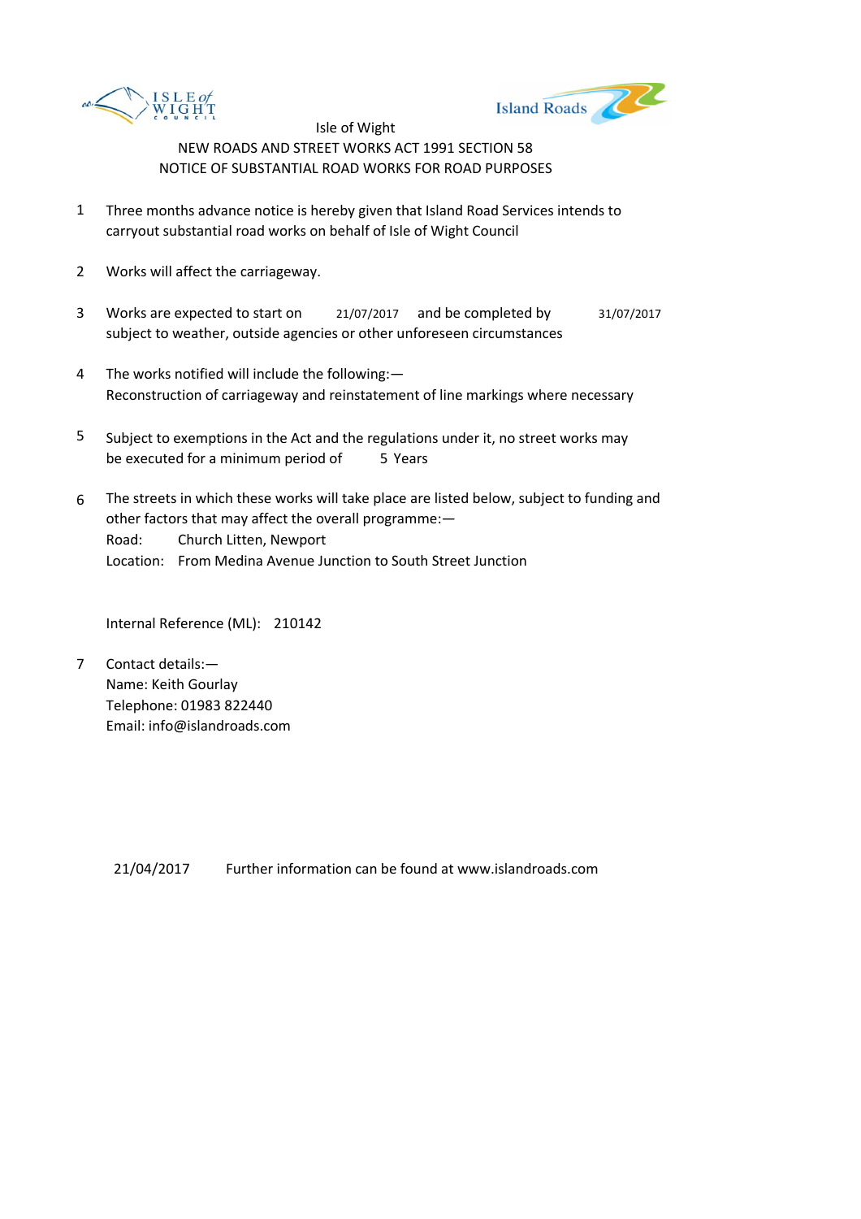Isle of Wight

NEW ROADS AND STREET WORKS ACT 1991 SECTION 58

NOTICE OF SUBSTANTIAL ROAD WORKS FOR ROAD PURPOSES

1. Three months advance notice is hereby given that Island Road Services intends to carryout substantial road works on behalf of Isle of Wight Council

2. Works will affect the carriageway.

3. Works are expected to start on 21/07/2017 and be completed by 31/07/2017 subject to weather, outside agencies or other unforeseen circumstances

4. The works notified will include the following:—
   Reconstruction of carriageway and reinstatement of line markings where necessary

5. Subject to exemptions in the Act and the regulations under it, no street works may be executed for a minimum period of 5 Years

6. The streets in which these works will take place are listed below, subject to funding and other factors that may affect the overall programme:—
   Road: Church Litten, Newport
   Location: From Medina Avenue Junction to South Street Junction

   Internal Reference (ML): 210142

7. Contact details:—
   Name: Keith Gourlay
   Telephone: 01983 822440
   Email: info@islandroads.com

21/04/2017 Further information can be found at www.islandroads.com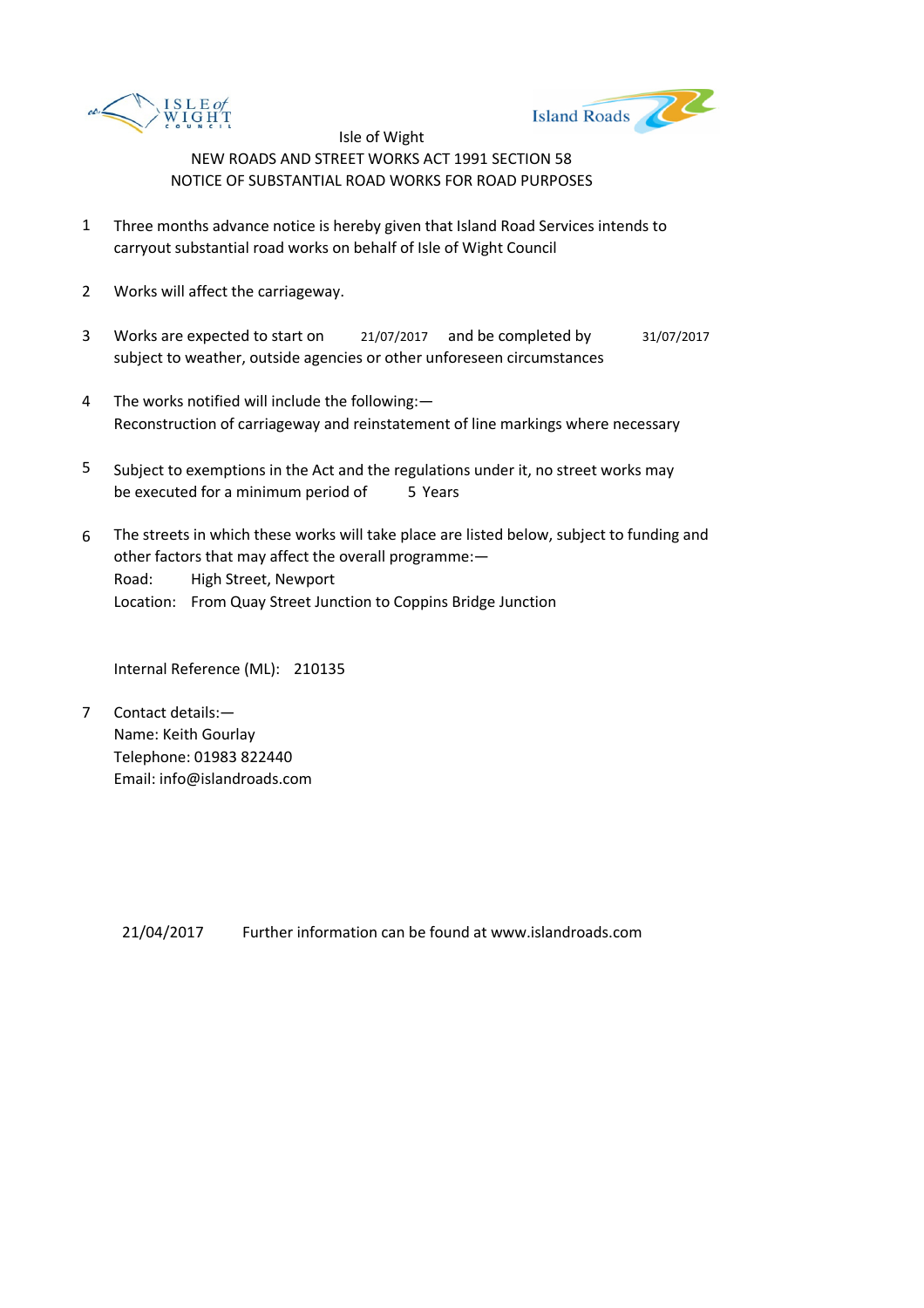Isle of Wight

NEW ROADS AND STREET WORKS ACT 1991 SECTION 58

NOTICE OF SUBSTANTIAL ROAD WORKS FOR ROAD PURPOSES

1. Three months advance notice is hereby given that Island Road Services intends to carryout substantial road works on behalf of Isle of Wight Council

2. Works will affect the carriageway.

3. Works are expected to start on 21/07/2017 and be completed by 31/07/2017 subject to weather, outside agencies or other unforeseen circumstances

4. The works notified will include the following:—
   Reconstruction of carriageway and reinstatement of line markings where necessary

5. Subject to exemptions in the Act and the regulations under it, no street works may be executed for a minimum period of 5 Years

6. The streets in which these works will take place are listed below, subject to funding and other factors that may affect the overall programme:—
   Road: High Street, Newport
   Location: From Quay Street Junction to Coppins Bridge Junction

   Internal Reference (ML): 210135

7. Contact details:—
   Name: Keith Gourlay
   Telephone: 01983 822440
   Email: info@islandroads.com

21/04/2017 Further information can be found at www.islandroads.com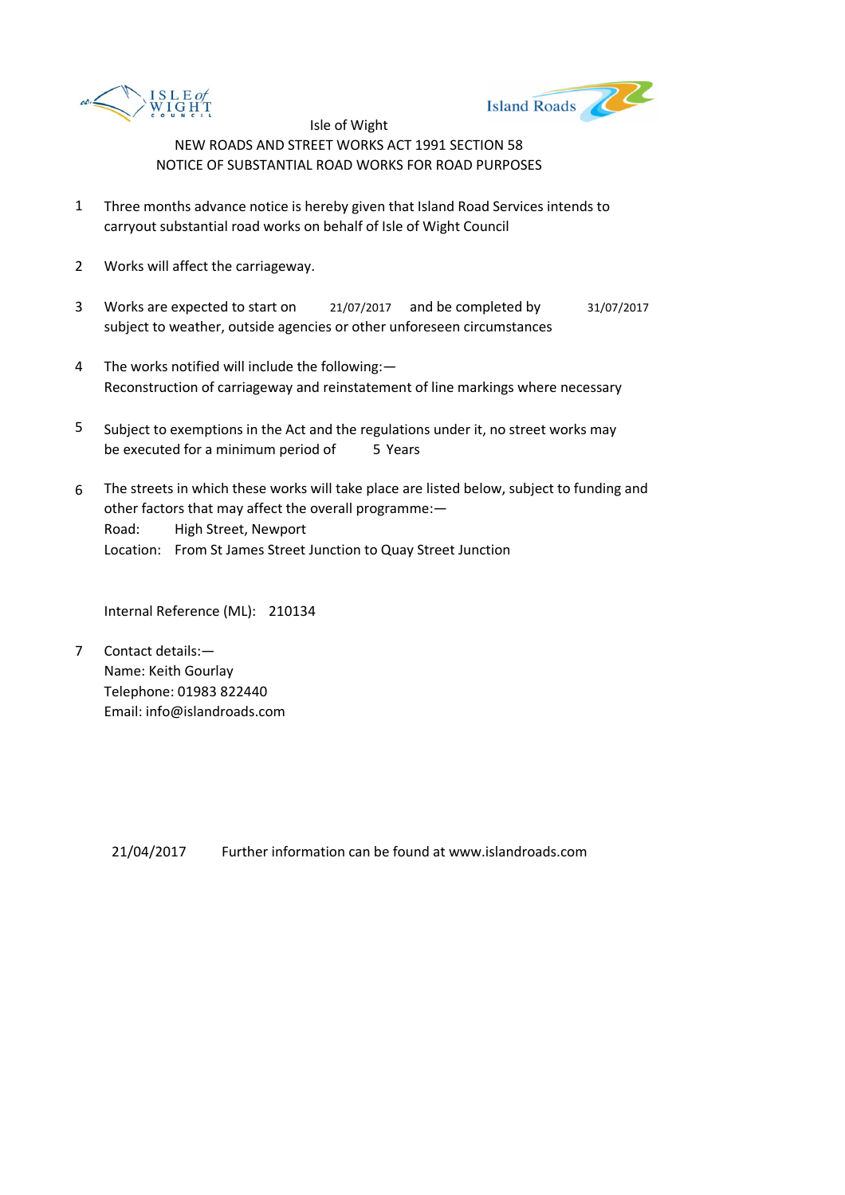Isle of Wight

NEW ROADS AND STREET WORKS ACT 1991 SECTION 58

NOTICE OF SUBSTANTIAL ROAD WORKS FOR ROAD PURPOSES

1. Three months advance notice is hereby given that Island Road Services intends to carryout substantial road works on behalf of Isle of Wight Council

2. Works will affect the carriageway.

3. Works are expected to start on 21/07/2017 and be completed by 31/07/2017 subject to weather, outside agencies or other unforeseen circumstances

4. The works notified will include the following:— 
   Reconstruction of carriageway and reinstatement of line markings where necessary

5. Subject to exemptions in the Act and the regulations under it, no street works may be executed for a minimum period of 5 Years

6. The streets in which these works will take place are listed below, subject to funding and other factors that may affect the overall programme:— 
   Road: High Street, Newport 
   Location: From St James Street Junction to Quay Street Junction

   Internal Reference (ML): 210134

7. Contact details:— 
   Name: Keith Gourlay 
   Telephone: 01983 822440 
   Email: info@islandroads.com

21/04/2017 Further information can be found at www.islandroads.com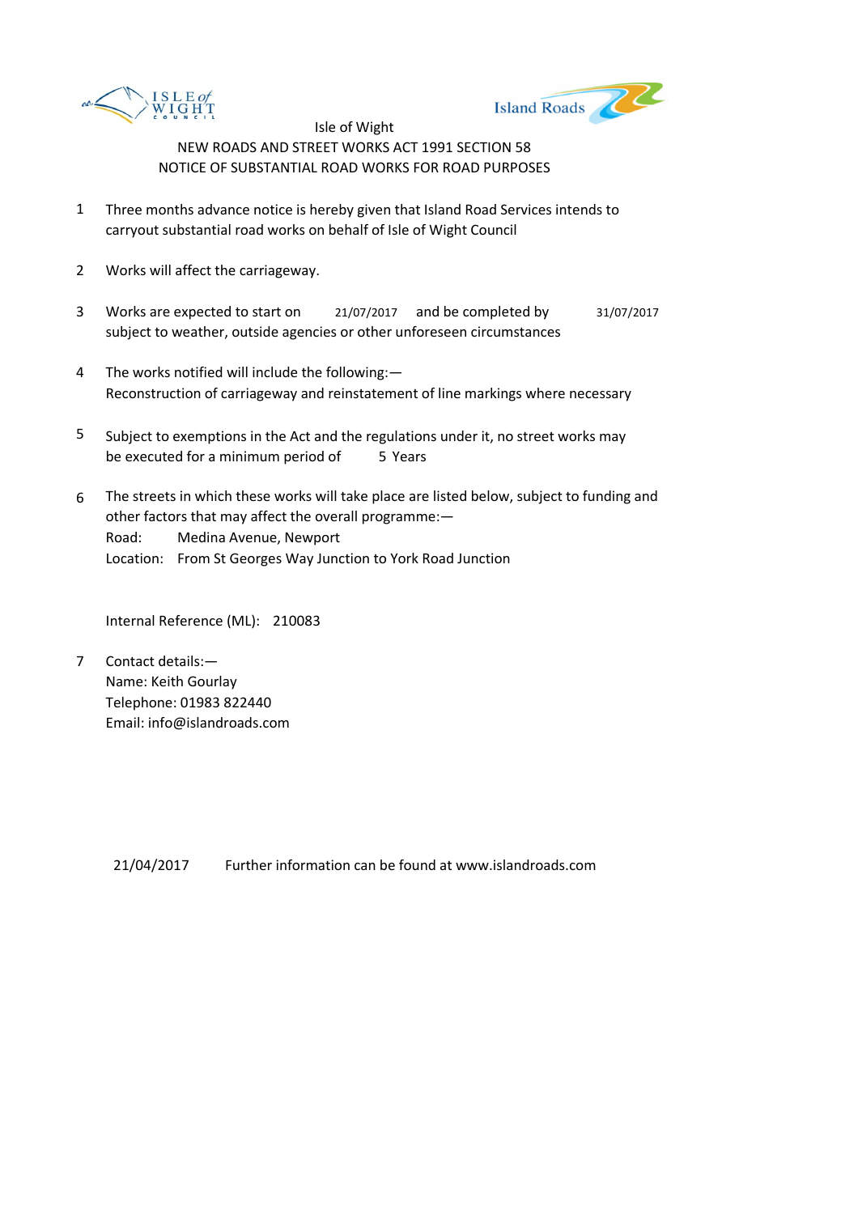Isle of Wight

NEW ROADS AND STREET WORKS ACT 1991 SECTION 58

NOTICE OF SUBSTANTIAL ROAD WORKS FOR ROAD PURPOSES

1. Three months advance notice is hereby given that Island Road Services intends to carryout substantial road works on behalf of Isle of Wight Council

2. Works will affect the carriageway.

3. Works are expected to start on 21/07/2017 and be completed by 31/07/2017 subject to weather, outside agencies or other unforeseen circumstances

4. The works notified will include the following:—
   Reconstruction of carriageway and reinstatement of line markings where necessary

5. Subject to exemptions in the Act and the regulations under it, no street works may be executed for a minimum period of 5 Years

6. The streets in which these works will take place are listed below, subject to funding and other factors that may affect the overall programme:—
   Road: Medina Avenue, Newport
   Location: From St Georges Way Junction to York Road Junction

   Internal Reference (ML): 210083

7. Contact details:—
   Name: Keith Gourlay
   Telephone: 01983 822440
   Email: info@islandroads.com

21/04/2017 Further information can be found at www.islandroads.com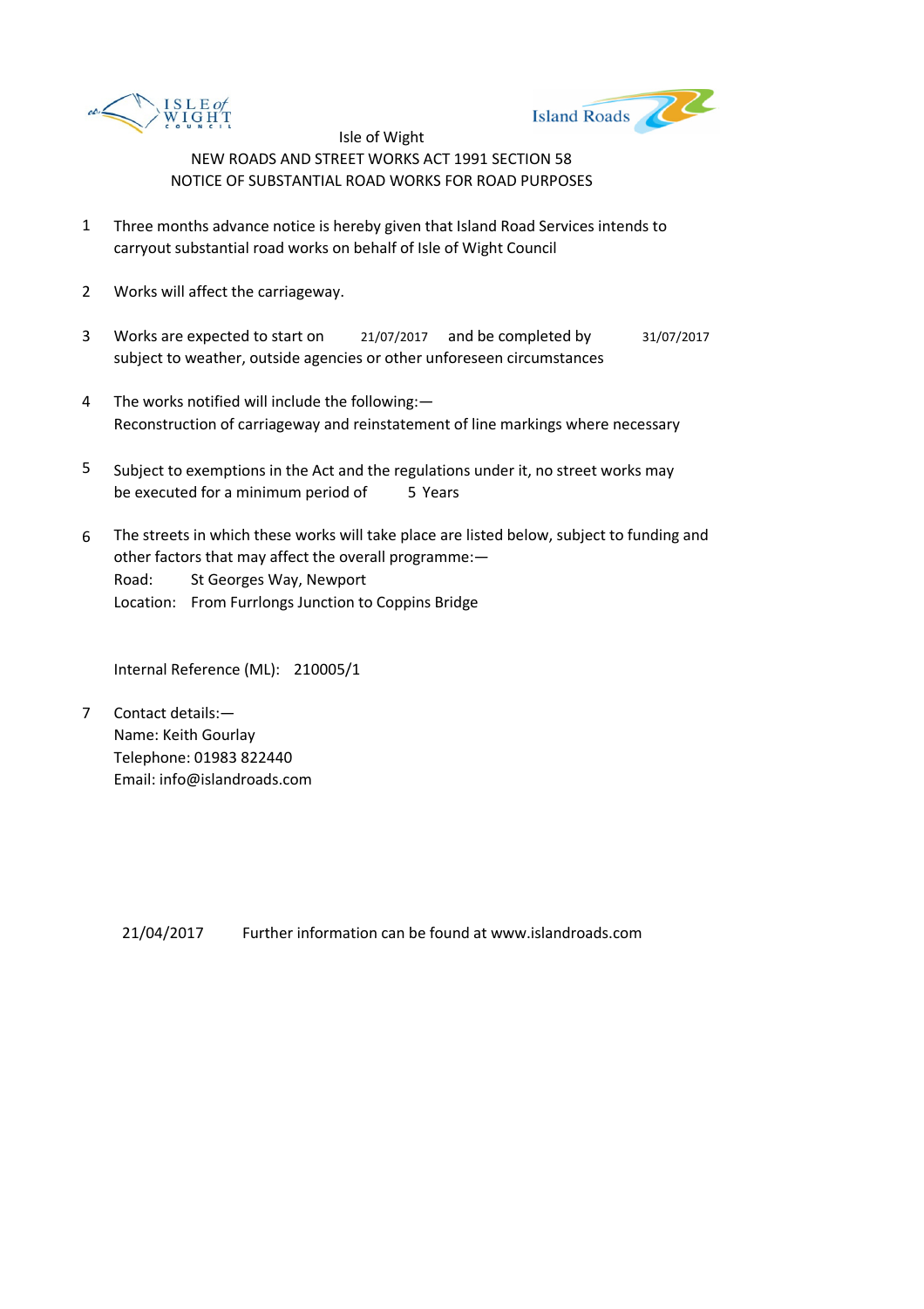Isle of Wight

NEW ROADS AND STREET WORKS ACT 1991 SECTION 58

NOTICE OF SUBSTANTIAL ROAD WORKS FOR ROAD PURPOSES

1. Three months advance notice is hereby given that Island Road Services intends to carryout substantial road works on behalf of Isle of Wight Council

2. Works will affect the carriageway.

3. Works are expected to start on 21/07/2017 and be completed by 31/07/2017 subject to weather, outside agencies or other unforeseen circumstances

4. The works notified will include the following:— Reconstruction of carriageway and reinstatement of line markings where necessary

5. Subject to exemptions in the Act and the regulations under it, no street works may be executed for a minimum period of 5 Years

6. The streets in which these works will take place are listed below, subject to funding and other factors that may affect the overall programme:—
   Road: St Georges Way, Newport
   Location: From Furrlongs Junction to Coppins Bridge

   Internal Reference (ML): 210005/1

7. Contact details:—
   Name: Keith Gourlay
   Telephone: 01983 822440
   Email: info@islandroads.com

21/04/2017 Further information can be found at www.islandroads.com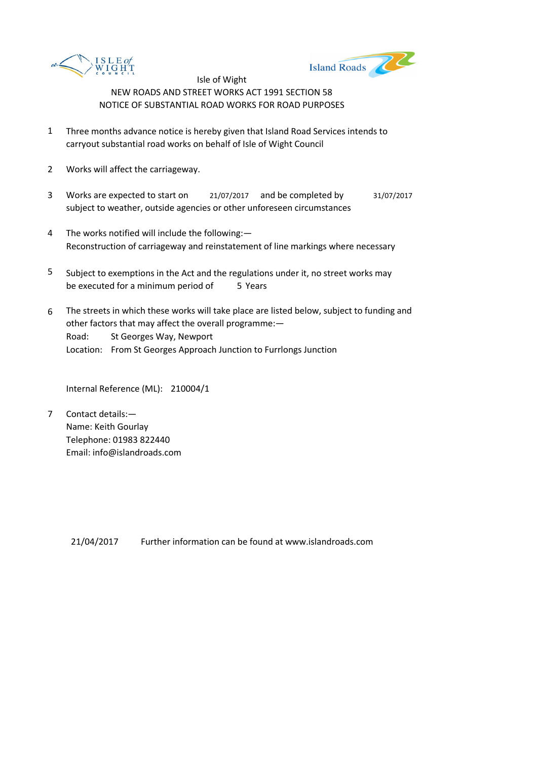Isle of Wight

NEW ROADS AND STREET WORKS ACT 1991 SECTION 58

NOTICE OF SUBSTANTIAL ROAD WORKS FOR ROAD PURPOSES

1. Three months advance notice is hereby given that Island Road Services intends to carryout substantial road works on behalf of Isle of Wight Council

2. Works will affect the carriageway.

3. Works are expected to start on 21/07/2017 and be completed by 31/07/2017 subject to weather, outside agencies or other unforeseen circumstances

4. The works notified will include the following:—
   Reconstruction of carriageway and reinstatement of line markings where necessary

5. Subject to exemptions in the Act and the regulations under it, no street works may be executed for a minimum period of 5 Years

6. The streets in which these works will take place are listed below, subject to funding and other factors that may affect the overall programme:—
   Road: St Georges Way, Newport
   Location: From St Georges Approach Junction to Furrlongs Junction

   Internal Reference (ML): 210004/1

7. Contact details:—
   Name: Keith Gourlay
   Telephone: 01983 822440
   Email: info@islandroads.com

21/04/2017 Further information can be found at www.islandroads.com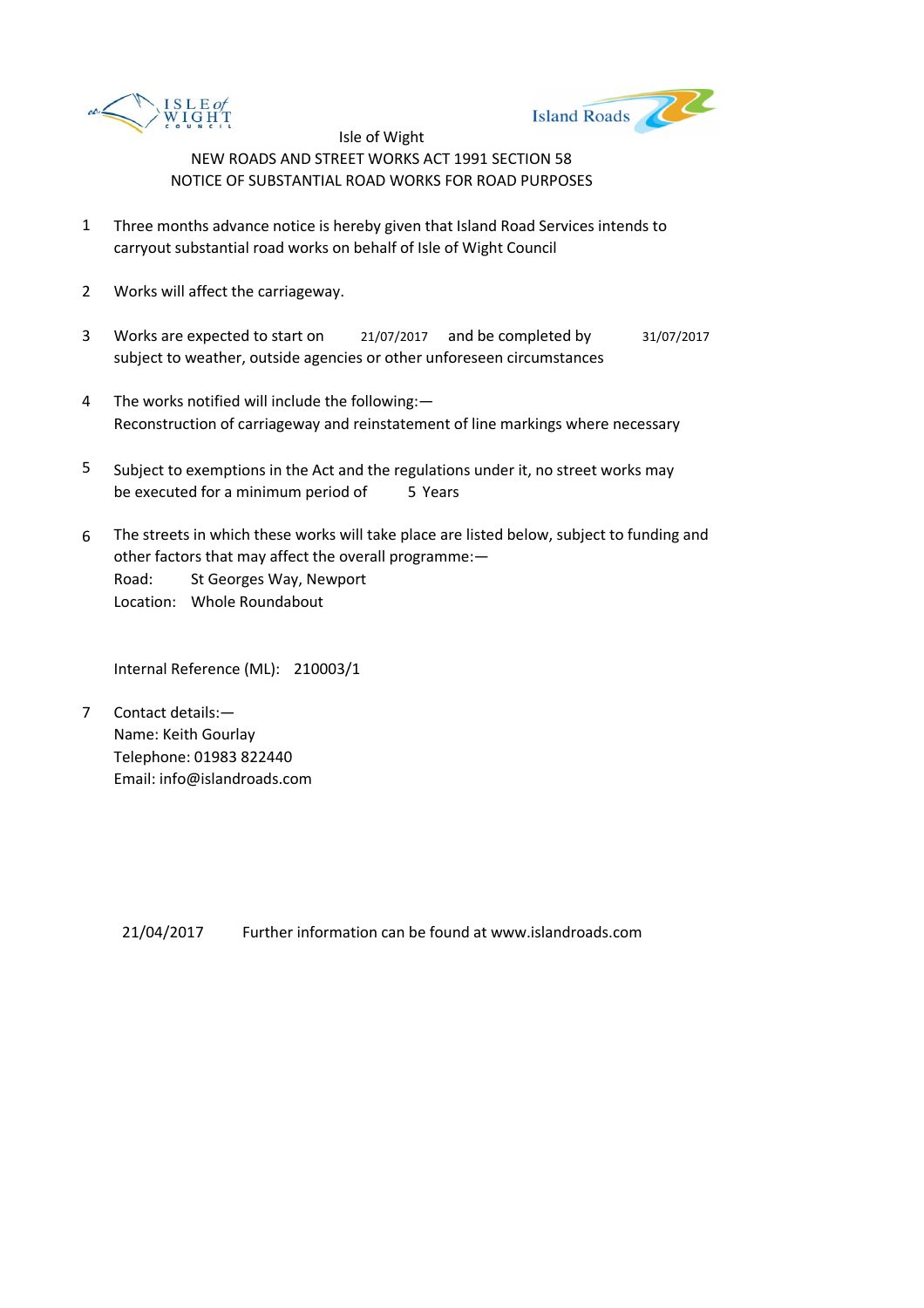Isle of Wight

NEW ROADS AND STREET WORKS ACT 1991 SECTION 58

NOTICE OF SUBSTANTIAL ROAD WORKS FOR ROAD PURPOSES

1. Three months advance notice is hereby given that Island Road Services intends to carryout substantial road works on behalf of Isle of Wight Council

2. Works will affect the carriageway.

3. Works are expected to start on 21/07/2017 and be completed by 31/07/2017 subject to weather, outside agencies or other unforeseen circumstances

4. The works notified will include the following:— Reconstruction of carriageway and reinstatement of line markings where necessary

5. Subject to exemptions in the Act and the regulations under it, no street works may be executed for a minimum period of 5 Years

6. The streets in which these works will take place are listed below, subject to funding and other factors that may affect the overall programme:—
   Road: St Georges Way, Newport
   Location: Whole Roundabout

   Internal Reference (ML): 210003/1

7. Contact details:—
   Name: Keith Gourlay
   Telephone: 01983 822440
   Email: info@islandroads.com

21/04/2017 Further information can be found at www.islandroads.com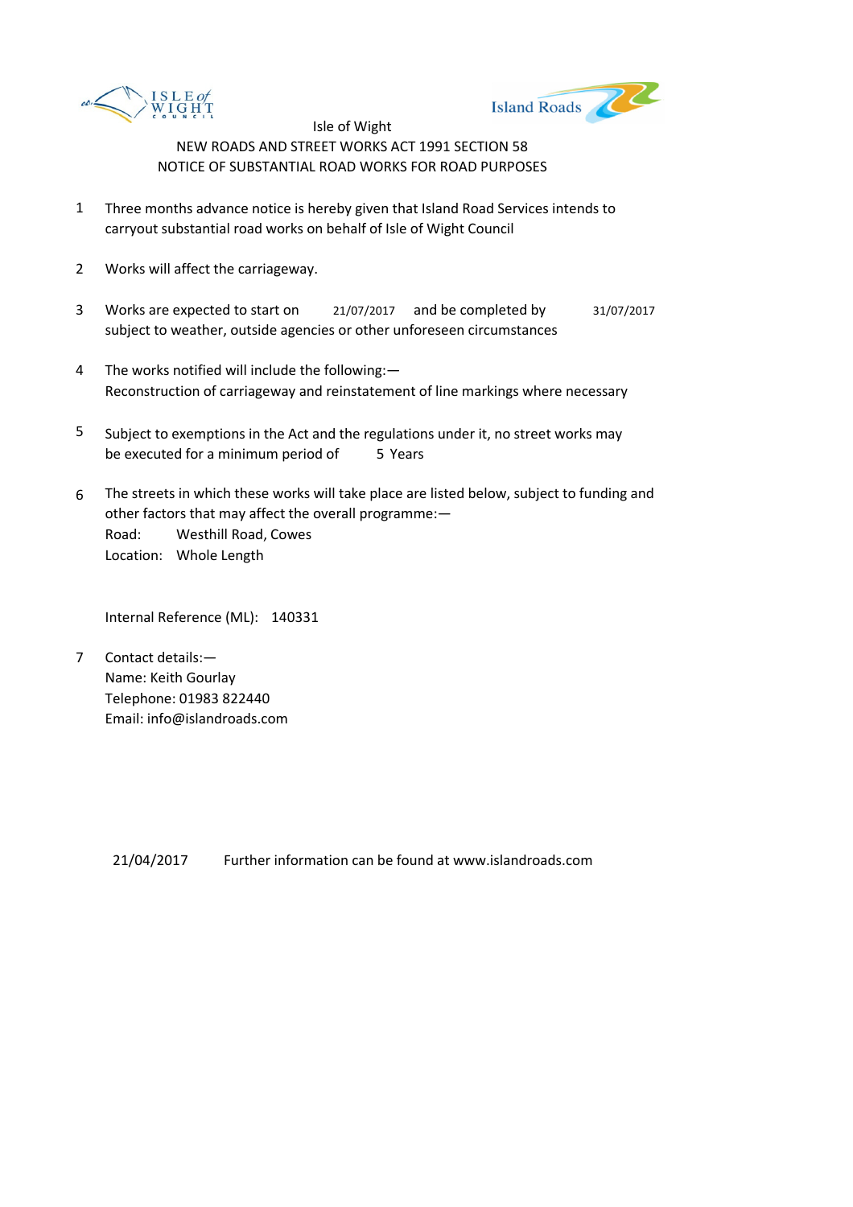Isle of Wight

NEW ROADS AND STREET WORKS ACT 1991 SECTION 58

NOTICE OF SUBSTANTIAL ROAD WORKS FOR ROAD PURPOSES

1. Three months advance notice is hereby given that Island Road Services intends to carryout substantial road works on behalf of Isle of Wight Council

2. Works will affect the carriageway.

3. Works are expected to start on 21/07/2017 and be completed by 31/07/2017 subject to weather, outside agencies or other unforeseen circumstances

4. The works notified will include the following:— Reconstruction of carriageway and reinstatement of line markings where necessary

5. Subject to exemptions in the Act and the regulations under it, no street works may be executed for a minimum period of 5 Years

6. The streets in which these works will take place are listed below, subject to funding and other factors that may affect the overall programme:—
   Road: Westhill Road, Cowes
   Location: Whole Length

   Internal Reference (ML): 140331

7. Contact details:—
   Name: Keith Gourlay
   Telephone: 01983 822440
   Email: info@islandroads.com

21/04/2017 Further information can be found at www.islandroads.com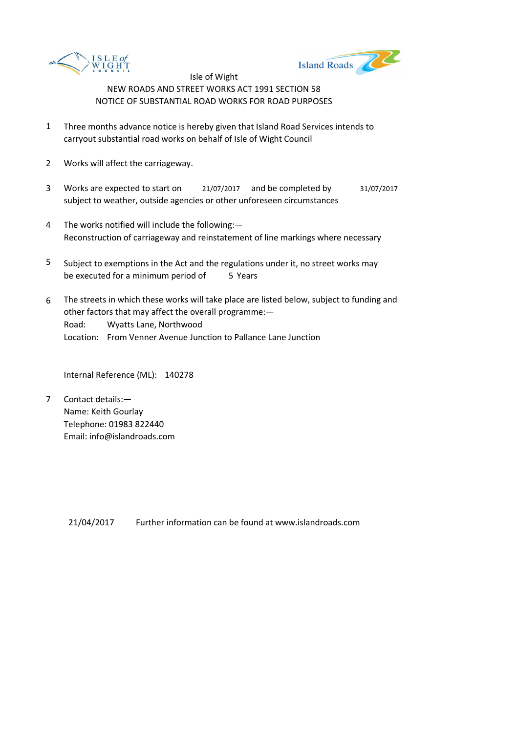Isle of Wight

NEW ROADS AND STREET WORKS ACT 1991 SECTION 58

NOTICE OF SUBSTANTIAL ROAD WORKS FOR ROAD PURPOSES

1. Three months advance notice is hereby given that Island Road Services intends to carryout substantial road works on behalf of Isle of Wight Council

2. Works will affect the carriageway.

3. Works are expected to start on 21/07/2017 and be completed by 31/07/2017 subject to weather, outside agencies or other unforeseen circumstances

4. The works notified will include the following:—
   Reconstruction of carriageway and reinstatement of line markings where necessary

5. Subject to exemptions in the Act and the regulations under it, no street works may be executed for a minimum period of 5 Years

6. The streets in which these works will take place are listed below, subject to funding and other factors that may affect the overall programme:—
   Road: Wyatts Lane, Northwood
   Location: From Venner Avenue Junction to Pallance Lane Junction

   Internal Reference (ML): 140278

7. Contact details:—
   Name: Keith Gourlay
   Telephone: 01983 822440
   Email: info@islandroads.com

21/04/2017 Further information can be found at www.islandroads.com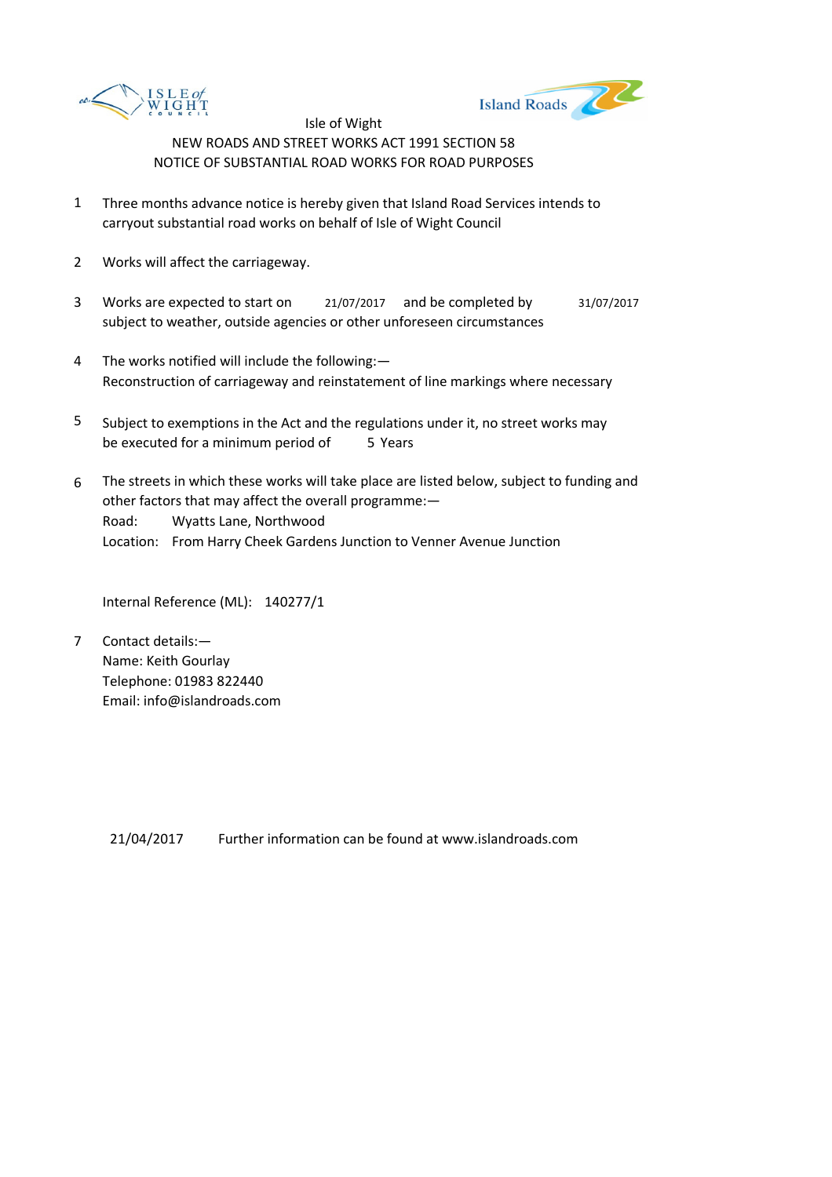Isle of Wight

NEW ROADS AND STREET WORKS ACT 1991 SECTION 58

NOTICE OF SUBSTANTIAL ROAD WORKS FOR ROAD PURPOSES

1. Three months advance notice is hereby given that Island Road Services intends to carryout substantial road works on behalf of Isle of Wight Council

2. Works will affect the carriageway.

3. Works are expected to start on 21/07/2017 and be completed by 31/07/2017 subject to weather, outside agencies or other unforeseen circumstances

4. The works notified will include the following:—
   Reconstruction of carriageway and reinstatement of line markings where necessary

5. Subject to exemptions in the Act and the regulations under it, no street works may be executed for a minimum period of 5 Years

6. The streets in which these works will take place are listed below, subject to funding and other factors that may affect the overall programme:—
   Road: Wyatts Lane, Northwood
   Location: From Harry Cheek Gardens Junction to Venner Avenue Junction

   Internal Reference (ML): 140277/1

7. Contact details:—
   Name: Keith Gourlay
   Telephone: 01983 822440
   Email: info@islandroads.com

21/04/2017 Further information can be found at www.islandroads.com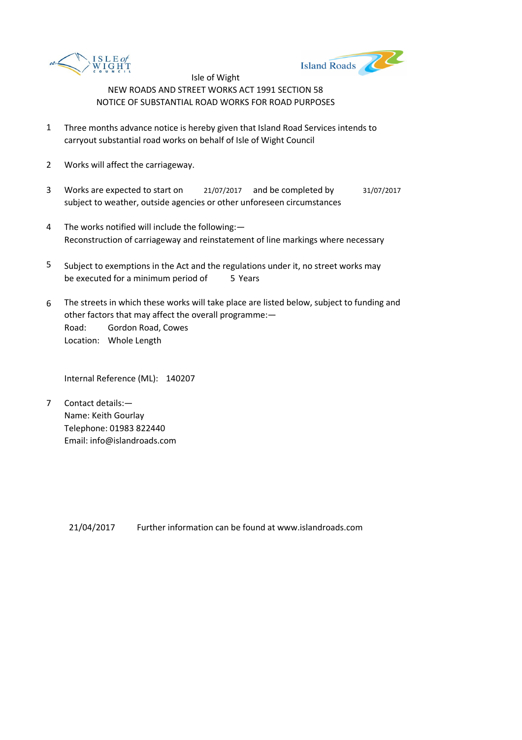Isle of Wight

NEW ROADS AND STREET WORKS ACT 1991 SECTION 58

NOTICE OF SUBSTANTIAL ROAD WORKS FOR ROAD PURPOSES

1. Three months advance notice is hereby given that Island Road Services intends to carryout substantial road works on behalf of Isle of Wight Council

2. Works will affect the carriageway.

3. Works are expected to start on 21/07/2017 and be completed by 31/07/2017 subject to weather, outside agencies or other unforeseen circumstances

4. The works notified will include the following:—
   Reconstruction of carriageway and reinstatement of line markings where necessary

5. Subject to exemptions in the Act and the regulations under it, no street works may be executed for a minimum period of 5 Years

6. The streets in which these works will take place are listed below, subject to funding and other factors that may affect the overall programme:—
   Road: Gordon Road, Cowes
   Location: Whole Length

   Internal Reference (ML): 140207

7. Contact details:—
   Name: Keith Gourlay
   Telephone: 01983 822440
   Email: info@islandroads.com

21/04/2017 Further information can be found at www.islandroads.com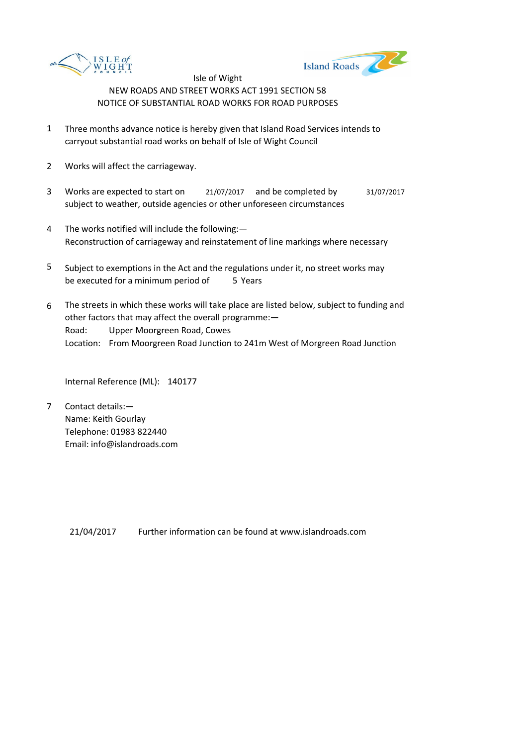Isle of Wight

NEW ROADS AND STREET WORKS ACT 1991 SECTION 58

NOTICE OF SUBSTANTIAL ROAD WORKS FOR ROAD PURPOSES

1. Three months advance notice is hereby given that Island Road Services intends to carryout substantial road works on behalf of Isle of Wight Council

2. Works will affect the carriageway.

3. Works are expected to start on 21/07/2017 and be completed by 31/07/2017 subject to weather, outside agencies or other unforeseen circumstances

4. The works notified will include the following:—
   Reconstruction of carriageway and reinstatement of line markings where necessary

5. Subject to exemptions in the Act and the regulations under it, no street works may be executed for a minimum period of 5 Years

6. The streets in which these works will take place are listed below, subject to funding and other factors that may affect the overall programme:—
   Road: Upper Moorgreen Road, Cowes
   Location: From Moorgreen Road Junction to 241m West of Morgreen Road Junction

   Internal Reference (ML): 140177

7. Contact details:—
   Name: Keith Gourlay
   Telephone: 01983 822440
   Email: info@islandroads.com

21/04/2017 Further information can be found at www.islandroads.com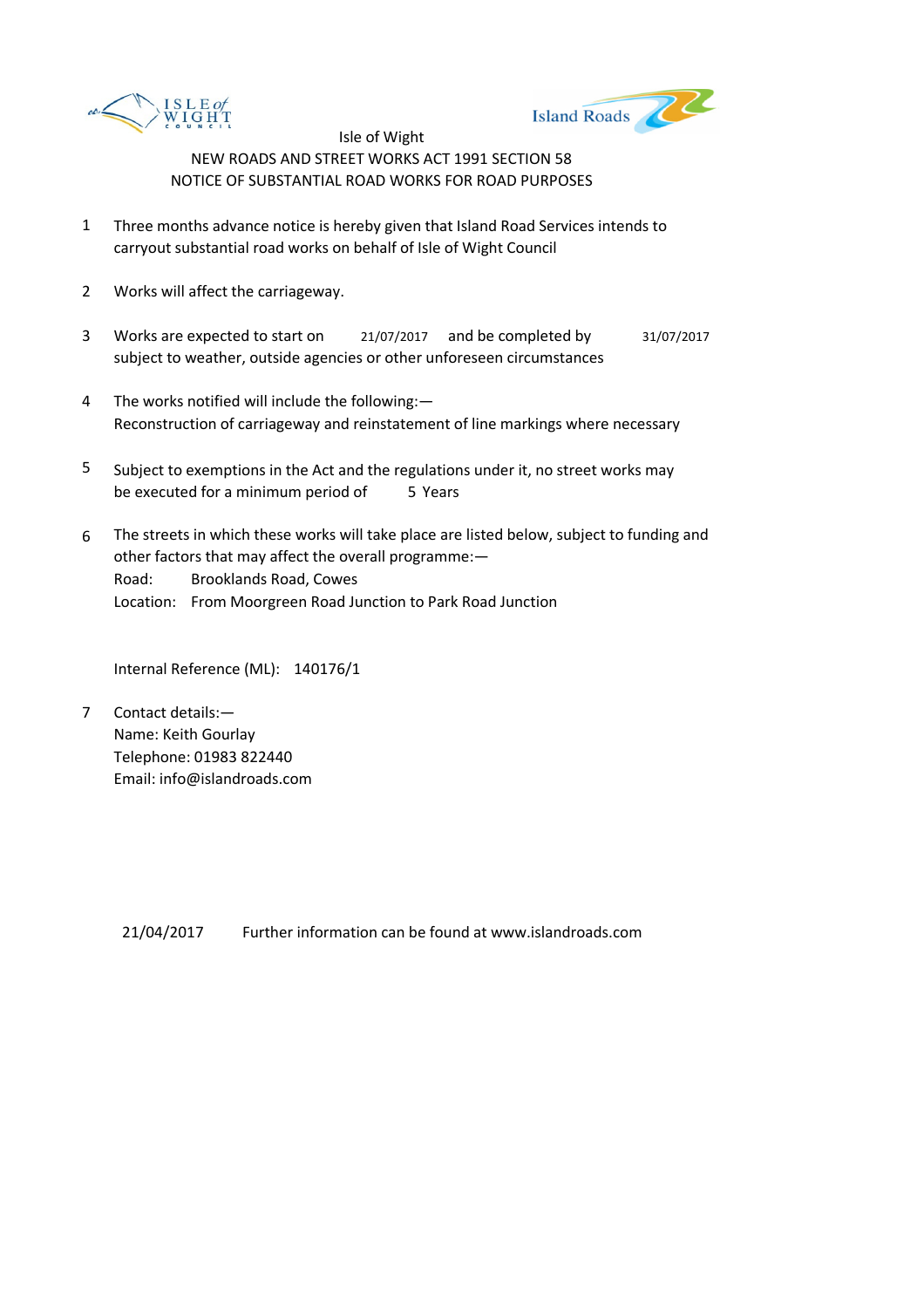Isle of Wight

NEW ROADS AND STREET WORKS ACT 1991 SECTION 58

NOTICE OF SUBSTANTIAL ROAD WORKS FOR ROAD PURPOSES

1. Three months advance notice is hereby given that Island Road Services intends to carryout substantial road works on behalf of Isle of Wight Council

2. Works will affect the carriageway.

3. Works are expected to start on 21/07/2017 and be completed by 31/07/2017 subject to weather, outside agencies or other unforeseen circumstances

4. The works notified will include the following:— Reconstruction of carriageway and reinstatement of line markings where necessary

5. Subject to exemptions in the Act and the regulations under it, no street works may be executed for a minimum period of 5 Years

6. The streets in which these works will take place are listed below, subject to funding and other factors that may affect the overall programme:—
   Road: Brooklands Road, Cowes
   Location: From Moorgreen Road Junction to Park Road Junction

   Internal Reference (ML): 140176/1

7. Contact details:—
   Name: Keith Gourlay
   Telephone: 01983 822440
   Email: info@islandroads.com

21/04/2017 Further information can be found at www.islandroads.com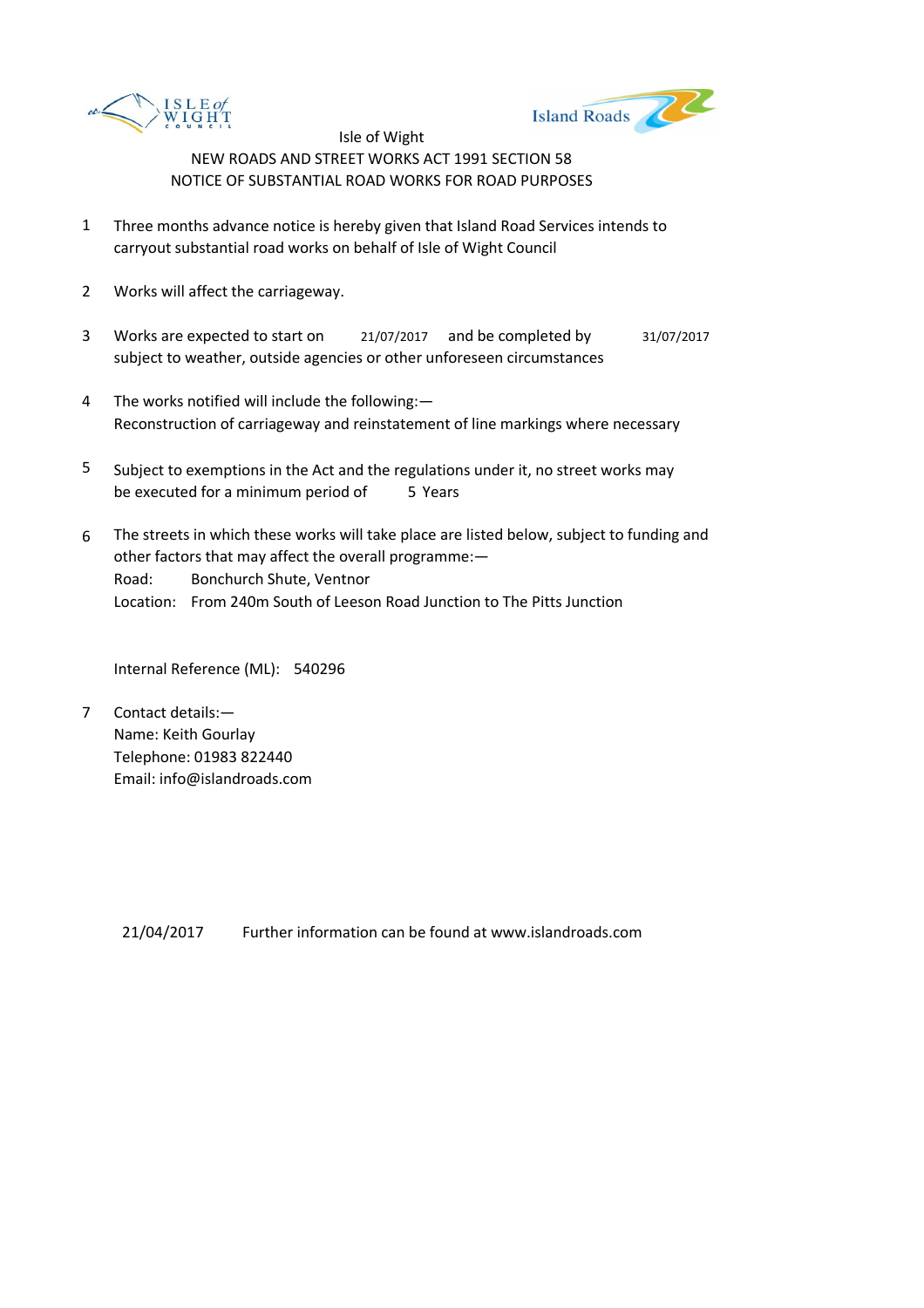Isle of Wight

NEW ROADS AND STREET WORKS ACT 1991 SECTION 58

NOTICE OF SUBSTANTIAL ROAD WORKS FOR ROAD PURPOSES

1. Three months advance notice is hereby given that Island Road Services intends to carryout substantial road works on behalf of Isle of Wight Council

2. Works will affect the carriageway.

3. Works are expected to start on 21/07/2017 and be completed by 31/07/2017 subject to weather, outside agencies or other unforeseen circumstances

4. The works notified will include the following:—
   Reconstruction of carriageway and reinstatement of line markings where necessary

5. Subject to exemptions in the Act and the regulations under it, no street works may be executed for a minimum period of 5 Years

6. The streets in which these works will take place are listed below, subject to funding and other factors that may affect the overall programme:—
   Road: Bonchurch Shute, Ventnor
   Location: From 240m South of Leeson Road Junction to The Pitts Junction

   Internal Reference (ML): 540296

7. Contact details:—
   Name: Keith Gourlay
   Telephone: 01983 822440
   Email: info@islandroads.com

21/04/2017 Further information can be found at www.islandroads.com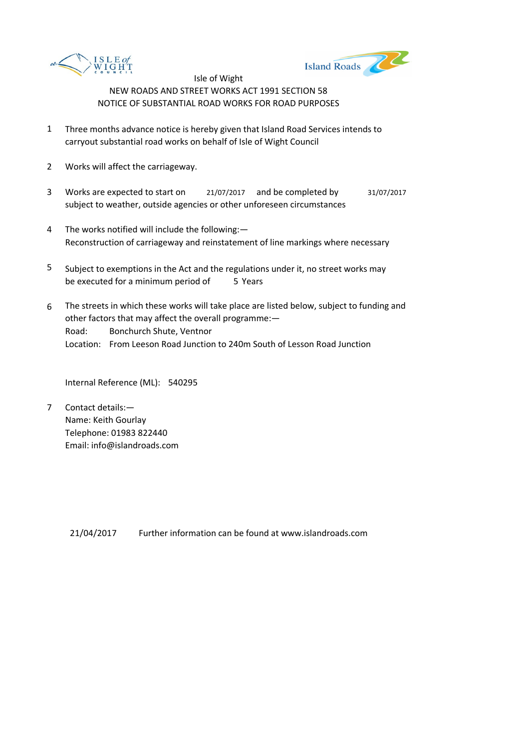Isle of Wight

NEW ROADS AND STREET WORKS ACT 1991 SECTION 58

NOTICE OF SUBSTANTIAL ROAD WORKS FOR ROAD PURPOSES

1. Three months advance notice is hereby given that Island Road Services intends to carryout substantial road works on behalf of Isle of Wight Council

2. Works will affect the carriageway.

3. Works are expected to start on 21/07/2017 and be completed by 31/07/2017 subject to weather, outside agencies or other unforeseen circumstances

4. The works notified will include the following:—
   Reconstruction of carriageway and reinstatement of line markings where necessary

5. Subject to exemptions in the Act and the regulations under it, no street works may be executed for a minimum period of 5 Years

6. The streets in which these works will take place are listed below, subject to funding and other factors that may affect the overall programme:—
   Road: Bonchurch Shute, Ventnor
   Location: From Leeson Road Junction to 240m South of Lesson Road Junction

   Internal Reference (ML): 540295

7. Contact details:—
   Name: Keith Gourlay
   Telephone: 01983 822440
   Email: info@islandroads.com

21/04/2017 Further information can be found at www.islandroads.com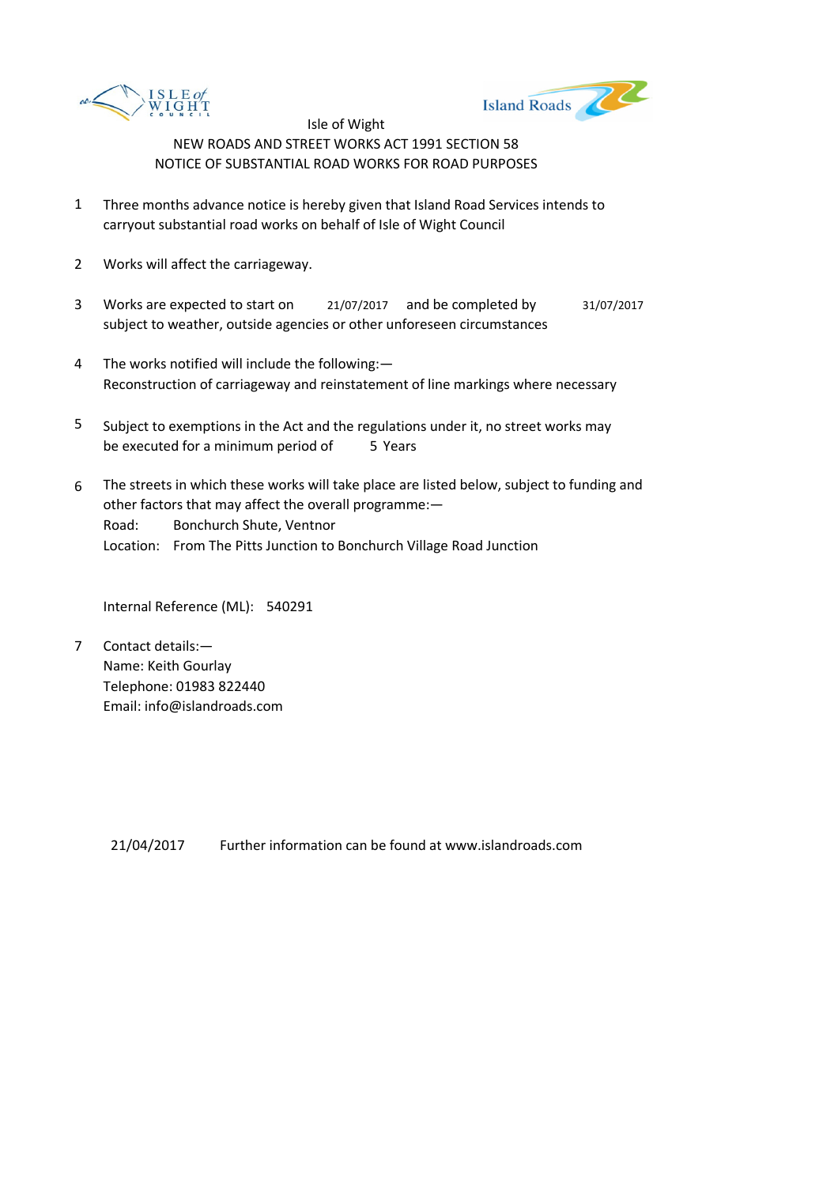Isle of Wight

NEW ROADS AND STREET WORKS ACT 1991 SECTION 58

NOTICE OF SUBSTANTIAL ROAD WORKS FOR ROAD PURPOSES

1. Three months advance notice is hereby given that Island Road Services intends to carryout substantial road works on behalf of Isle of Wight Council

2. Works will affect the carriageway.

3. Works are expected to start on 21/07/2017 and be completed by 31/07/2017 subject to weather, outside agencies or other unforeseen circumstances

4. The works notified will include the following:—
   Reconstruction of carriageway and reinstatement of line markings where necessary

5. Subject to exemptions in the Act and the regulations under it, no street works may be executed for a minimum period of 5 Years

6. The streets in which these works will take place are listed below, subject to funding and other factors that may affect the overall programme:—
   Road: Bonchurch Shute, Ventnor
   Location: From The Pitts Junction to Bonchurch Village Road Junction

   Internal Reference (ML): 540291

7. Contact details:—
   Name: Keith Gourlay
   Telephone: 01983 822440
   Email: info@islandroads.com

21/04/2017 Further information can be found at www.islandroads.com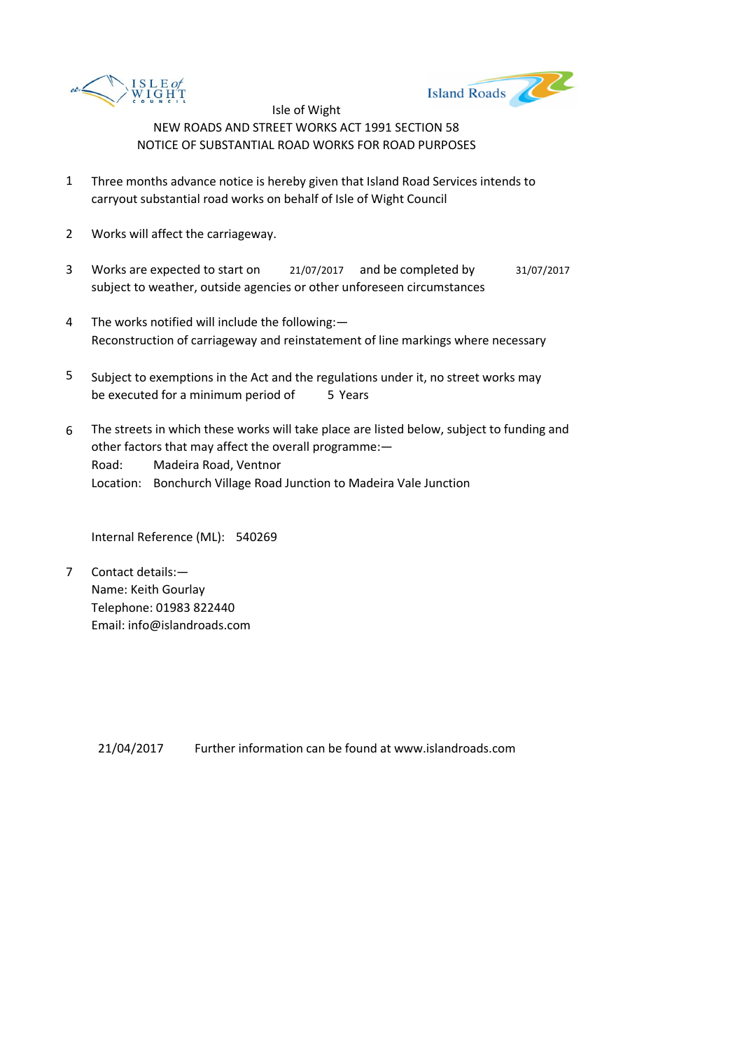Isle of Wight

NEW ROADS AND STREET WORKS ACT 1991 SECTION 58

NOTICE OF SUBSTANTIAL ROAD WORKS FOR ROAD PURPOSES

1. Three months advance notice is hereby given that Island Road Services intends to carryout substantial road works on behalf of Isle of Wight Council

2. Works will affect the carriageway.

3. Works are expected to start on 21/07/2017 and be completed by 31/07/2017 subject to weather, outside agencies or other unforeseen circumstances

4. The works notified will include the following:—
   Reconstruction of carriageway and reinstatement of line markings where necessary

5. Subject to exemptions in the Act and the regulations under it, no street works may be executed for a minimum period of 5 Years

6. The streets in which these works will take place are listed below, subject to funding and other factors that may affect the overall programme:—
   Road: Madeira Road, Ventnor
   Location: Bonchurch Village Road Junction to Madeira Vale Junction

   Internal Reference (ML): 540269

7. Contact details:—
   Name: Keith Gourlay
   Telephone: 01983 822440
   Email: info@islandroads.com

21/04/2017 Further information can be found at www.islandroads.com